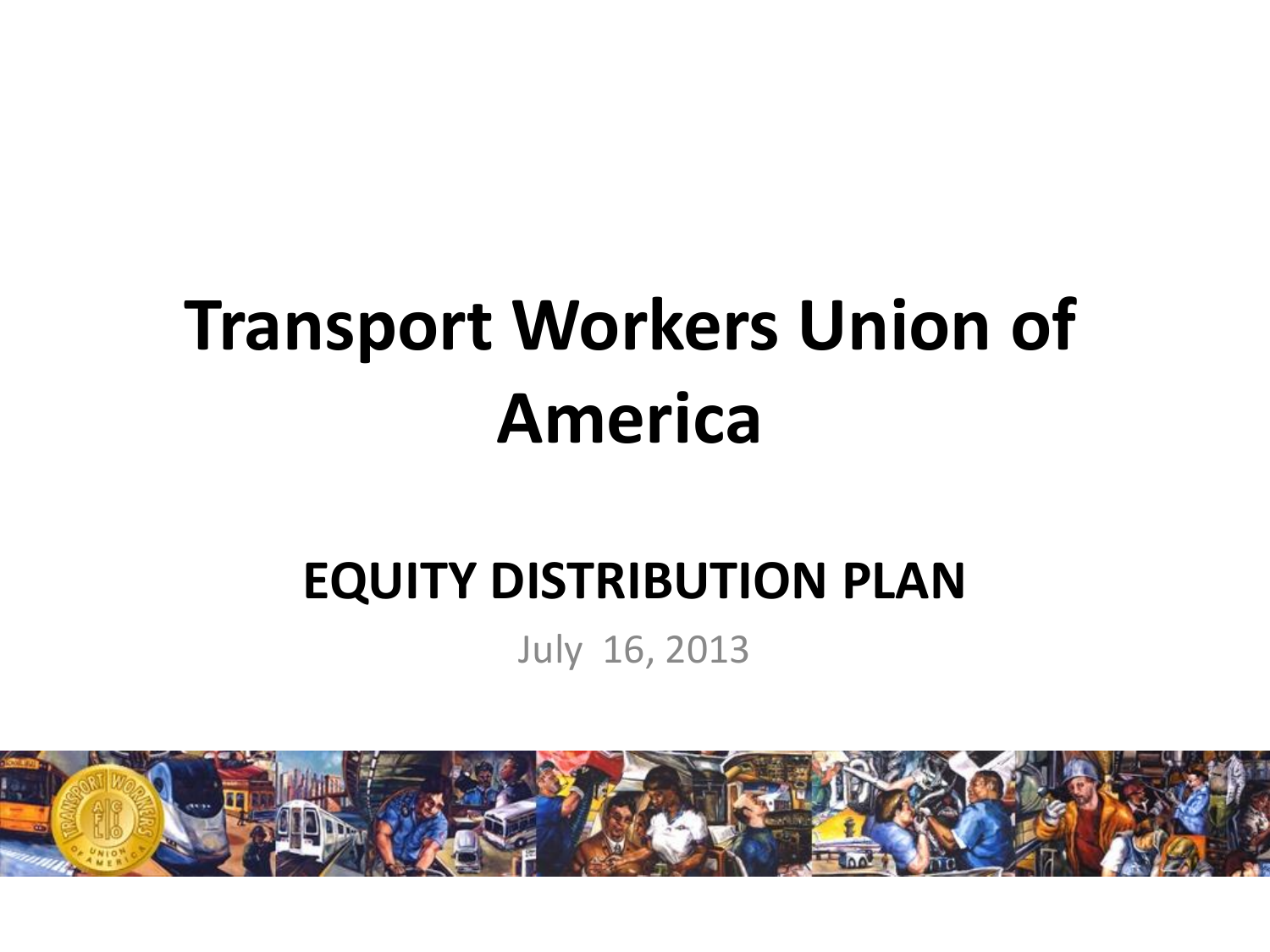# Transport Workers Union of America

## EQUITY DISTRIBUTION PLAN

July 16, 2013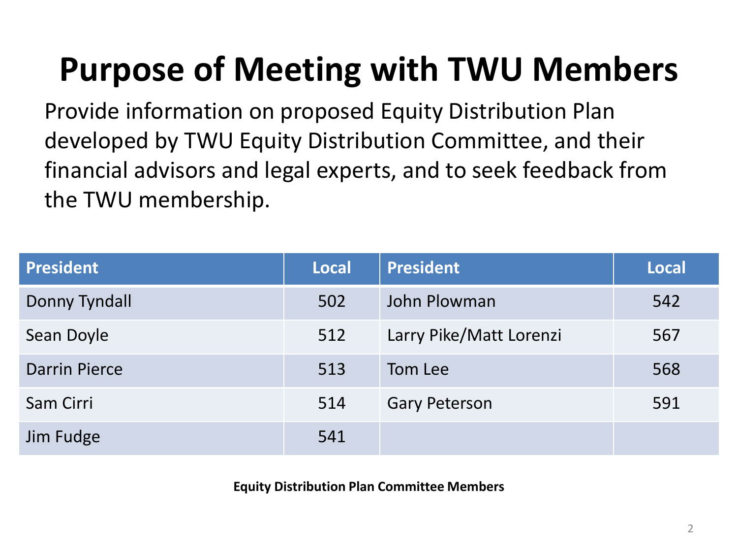# Purpose of Meeting with TWU Members

Provide information on proposed Equity Distribution Plan developed by TWU Equity Distribution Committee, and their financial advisors and legal experts, and to seek feedback from the TWU membership.

| President | Local | President | Local |
|---|---|---|---|
| Donny Tyndall | 502 | John Plowman | 542 |
| Sean Doyle | 512 | Larry Pike/Matt Lorenzi | 567 |
| Darrin Pierce | 513 | Tom Lee | 568 |
| Sam Cirri | 514 | Gary Peterson | 591 |
| Jim Fudge | 541 | | |

**Equity Distribution Plan Committee Members**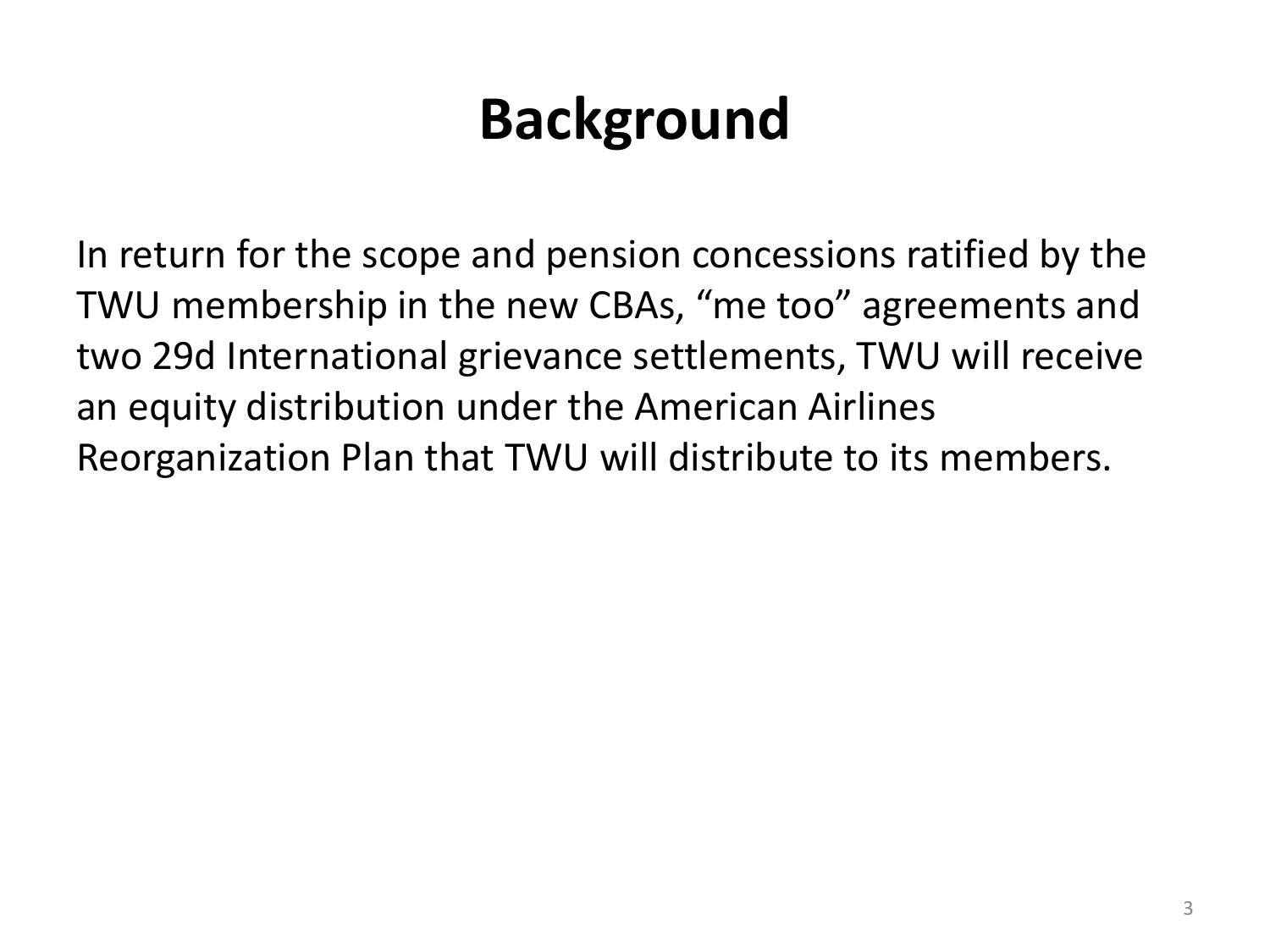# Background

In return for the scope and pension concessions ratified by the TWU membership in the new CBAs, “me too” agreements and two 29d International grievance settlements, TWU will receive an equity distribution under the American Airlines Reorganization Plan that TWU will distribute to its members.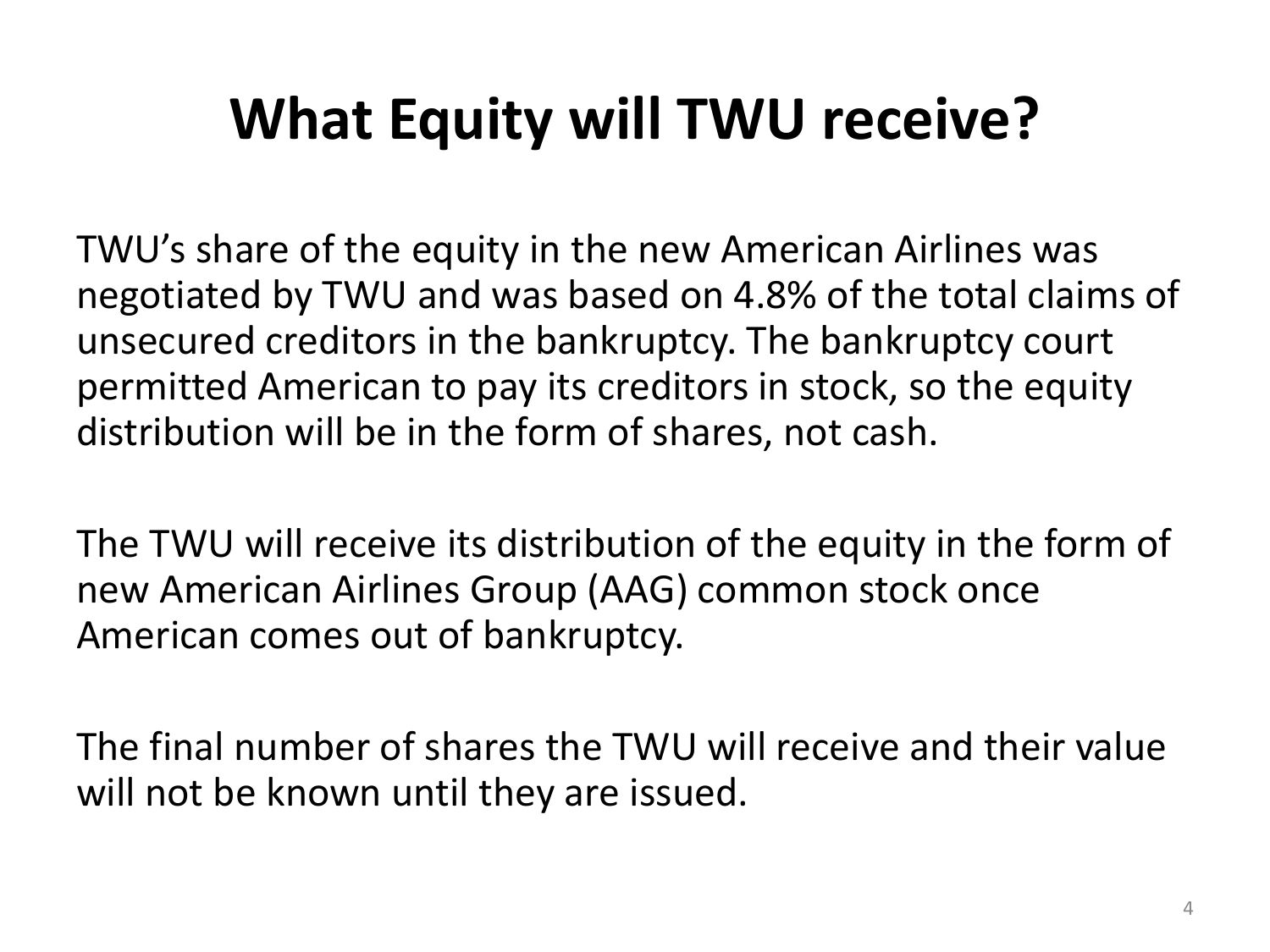# What Equity will TWU receive?

TWU's share of the equity in the new American Airlines was negotiated by TWU and was based on 4.8% of the total claims of unsecured creditors in the bankruptcy. The bankruptcy court permitted American to pay its creditors in stock, so the equity distribution will be in the form of shares, not cash.

The TWU will receive its distribution of the equity in the form of new American Airlines Group (AAG) common stock once American comes out of bankruptcy.

The final number of shares the TWU will receive and their value will not be known until they are issued.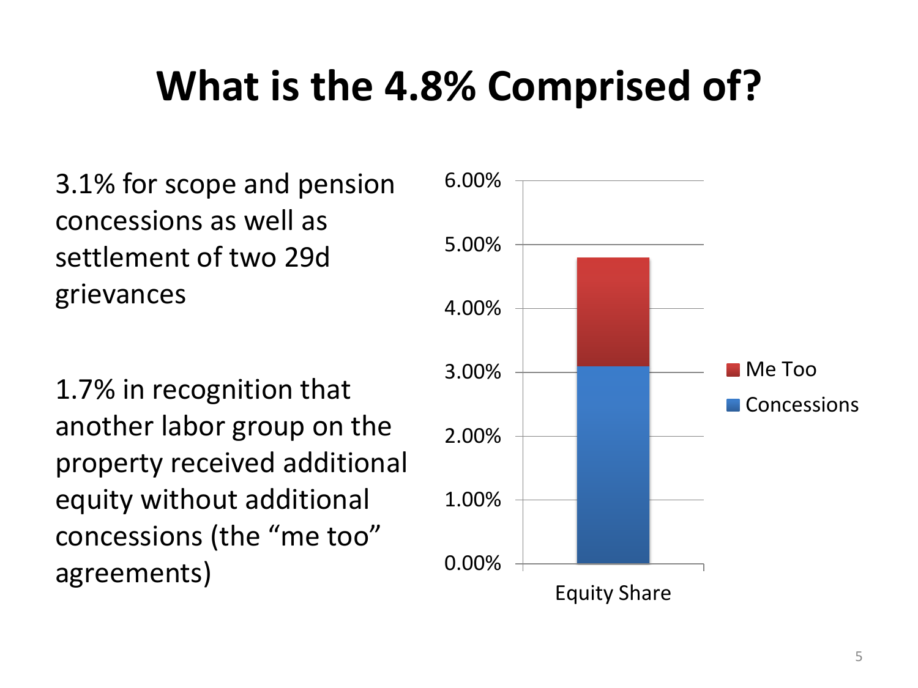# What is the 4.8% Comprised of?

3.1% for scope and pension concessions as well as settlement of two 29d grievances

1.7% in recognition that another labor group on the property received additional equity without additional concessions (the "me too" agreements)

| | Concessions | Me Too |
|---|---|---|
| Equity Share | 3.1% | 1.7% |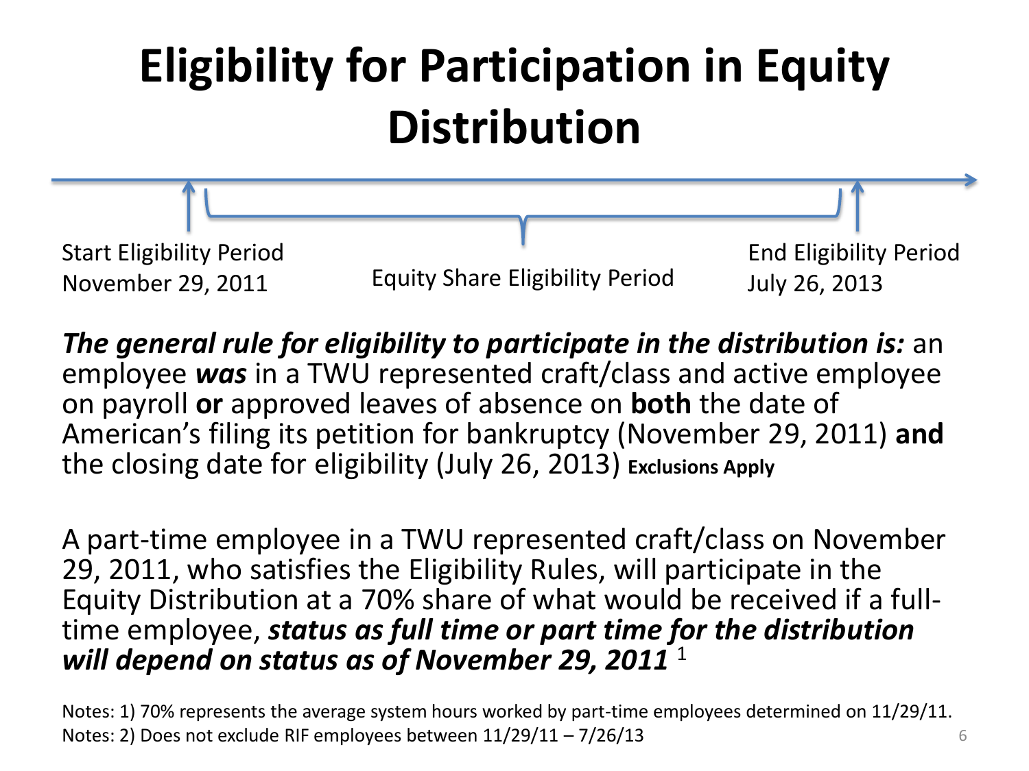# Eligibility for Participation in Equity Distribution

Start Eligibility Period
November 29, 2011

Equity Share Eligibility Period

End Eligibility Period
July 26, 2013

***The general rule for eligibility to participate in the distribution is:*** an employee ***was*** in a TWU represented craft/class and active employee on payroll **or** approved leaves of absence on **both** the date of American's filing its petition for bankruptcy (November 29, 2011) **and** the closing date for eligibility (July 26, 2013) **Exclusions Apply**

A part-time employee in a TWU represented craft/class on November 29, 2011, who satisfies the Eligibility Rules, will participate in the Equity Distribution at a 70% share of what would be received if a full-time employee, ***status as full time or part time for the distribution will depend on status as of November 29, 2011*** [1]

Notes: 1) 70% represents the average system hours worked by part-time employees determined on 11/29/11.
Notes: 2) Does not exclude RIF employees between 11/29/11 – 7/26/13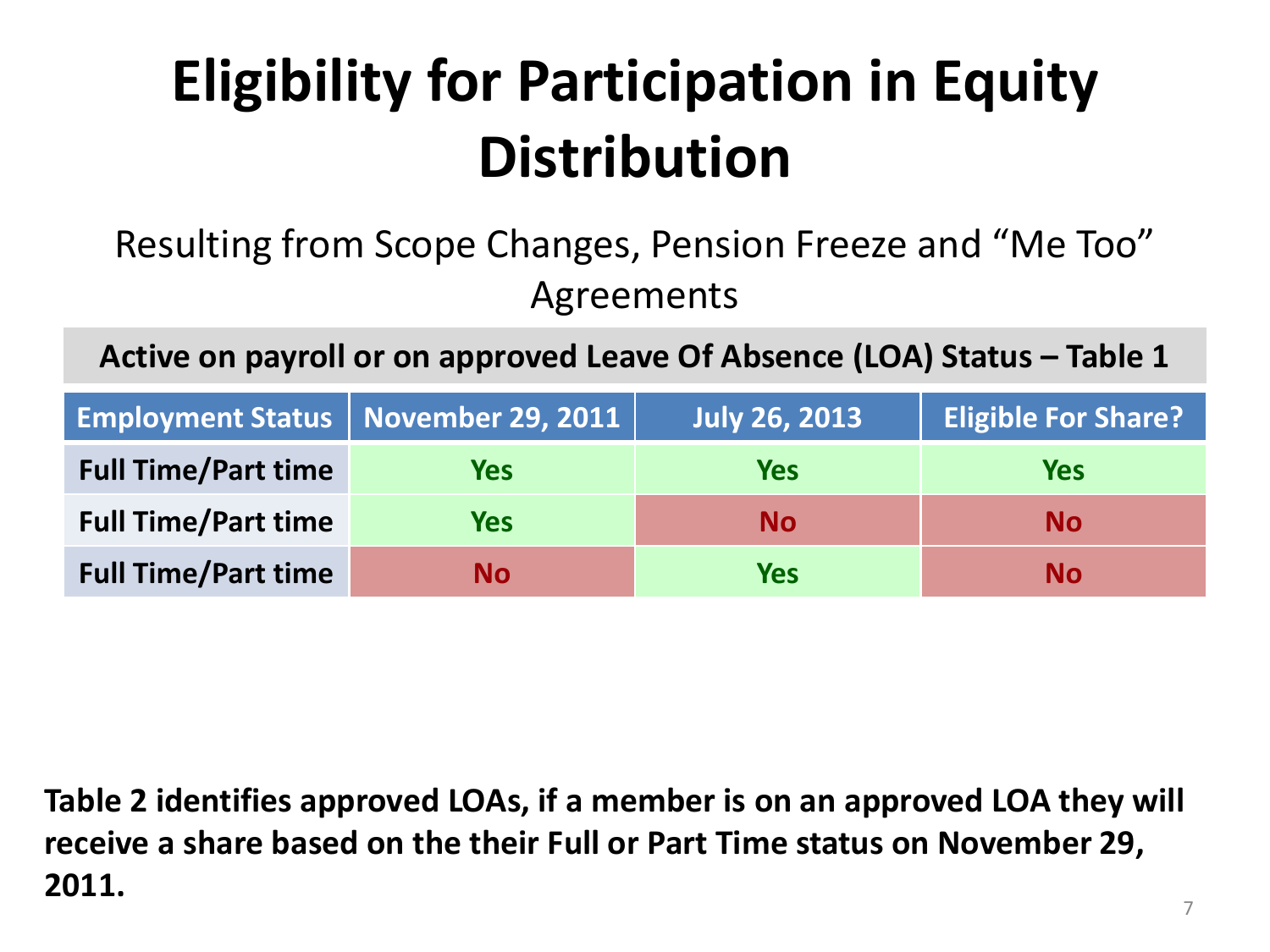# Eligibility for Participation in Equity Distribution

Resulting from Scope Changes, Pension Freeze and "Me Too" Agreements

| Active on payroll or on approved Leave Of Absence (LOA) Status – Table 1 | | | |
|---|---|---|---|
| **Employment Status** | **November 29, 2011** | **July 26, 2013** | **Eligible For Share?** |
| **Full Time/Part time** | **Yes** | **Yes** | **Yes** |
| **Full Time/Part time** | **Yes** | **No** | **No** |
| **Full Time/Part time** | **No** | **Yes** | **No** |

**Table 2 identifies approved LOAs, if a member is on an approved LOA they will receive a share based on the their Full or Part Time status on November 29, 2011.**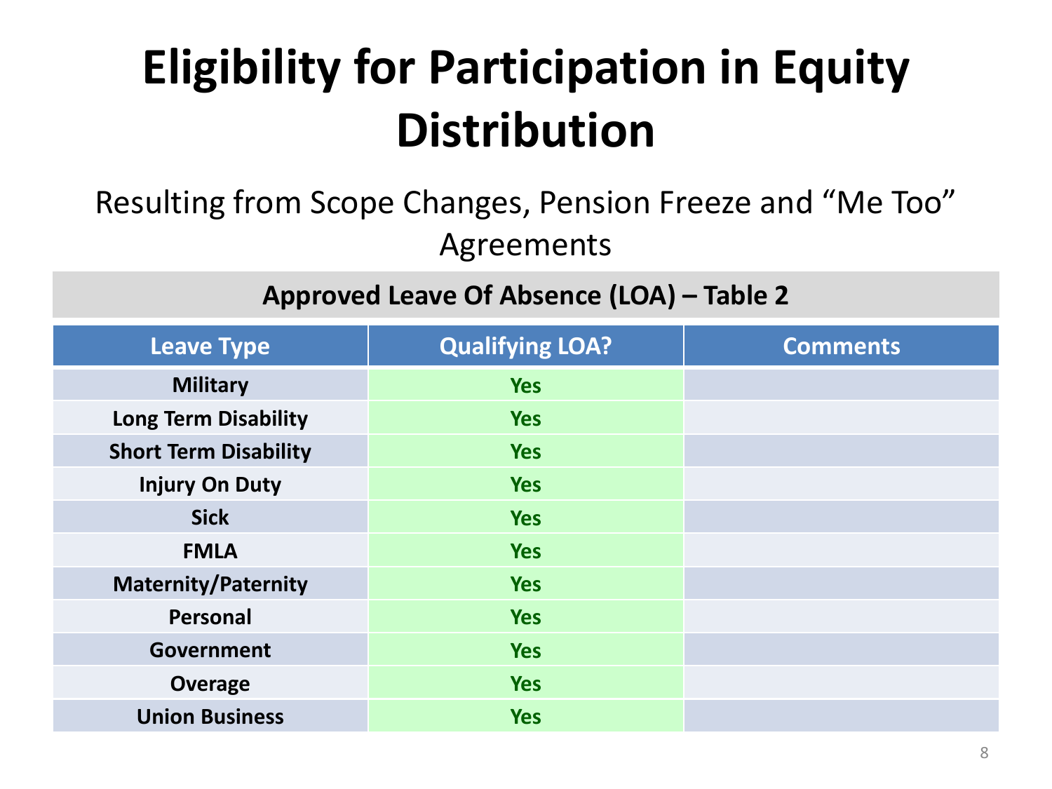# Eligibility for Participation in Equity Distribution

Resulting from Scope Changes, Pension Freeze and "Me Too" Agreements

**Approved Leave Of Absence (LOA) – Table 2**

| Leave Type | Qualifying LOA? | Comments |
| --- | --- | --- |
| **Military** | Yes | |
| **Long Term Disability** | Yes | |
| **Short Term Disability** | Yes | |
| **Injury On Duty** | Yes | |
| **Sick** | Yes | |
| **FMLA** | Yes | |
| **Maternity/Paternity** | Yes | |
| **Personal** | Yes | |
| **Government** | Yes | |
| **Overage** | Yes | |
| **Union Business** | Yes | |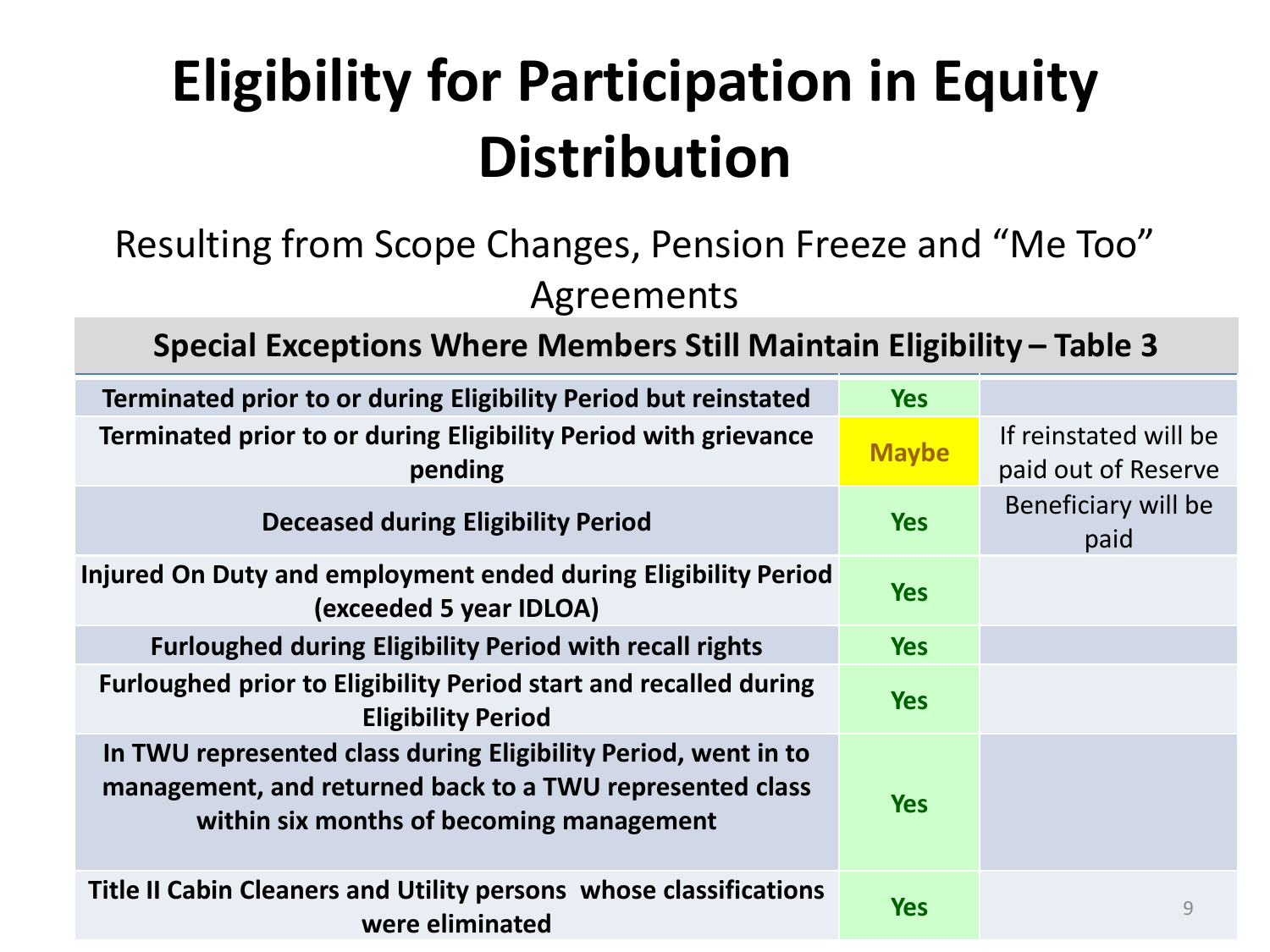# Eligibility for Participation in Equity Distribution

Resulting from Scope Changes, Pension Freeze and “Me Too” Agreements

| Special Exceptions Where Members Still Maintain Eligibility – Table 3 | | |
|---|---|---|
| **Terminated prior to or during Eligibility Period but reinstated** | **Yes** | |
| **Terminated prior to or during Eligibility Period with grievance pending** | **Maybe** | If reinstated will be paid out of Reserve |
| **Deceased during Eligibility Period** | **Yes** | Beneficiary will be paid |
| **Injured On Duty and employment ended during Eligibility Period (exceeded 5 year IDLOA)** | **Yes** | |
| **Furloughed during Eligibility Period with recall rights** | **Yes** | |
| **Furloughed prior to Eligibility Period start and recalled during Eligibility Period** | **Yes** | |
| **In TWU represented class during Eligibility Period, went in to management, and returned back to a TWU represented class within six months of becoming management** | **Yes** | |
| **Title II Cabin Cleaners and Utility persons whose classifications were eliminated** | **Yes** | |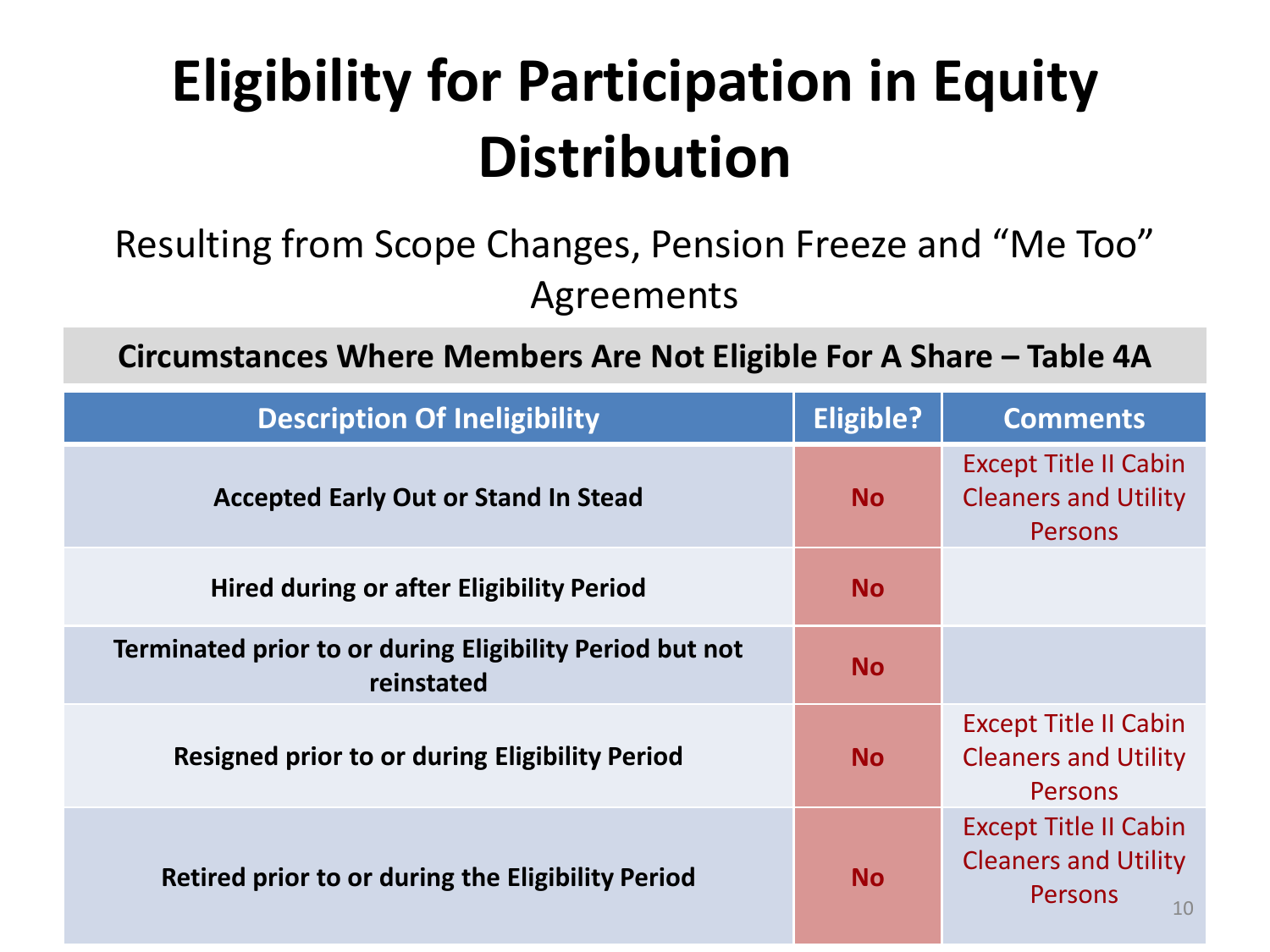# Eligibility for Participation in Equity Distribution

Resulting from Scope Changes, Pension Freeze and "Me Too" Agreements

**Circumstances Where Members Are Not Eligible For A Share – Table 4A**

| Description Of Ineligibility | Eligible? | Comments |
|---|---|---|
| **Accepted Early Out or Stand In Stead** | **No** | Except Title II Cabin Cleaners and Utility Persons |
| **Hired during or after Eligibility Period** | **No** | |
| **Terminated prior to or during Eligibility Period but not reinstated** | **No** | |
| **Resigned prior to or during Eligibility Period** | **No** | Except Title II Cabin Cleaners and Utility Persons |
| **Retired prior to or during the Eligibility Period** | **No** | Except Title II Cabin Cleaners and Utility Persons |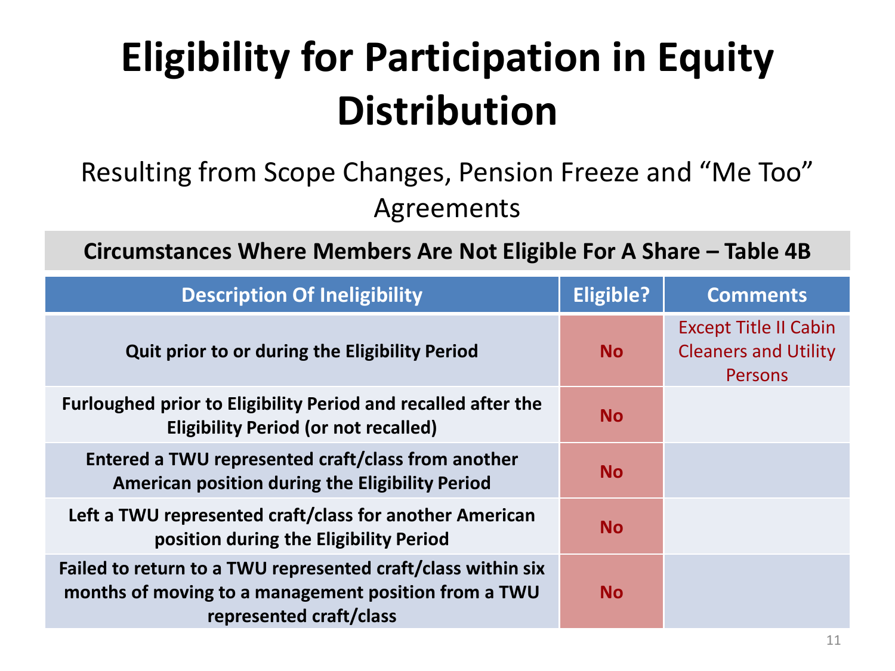# Eligibility for Participation in Equity Distribution

Resulting from Scope Changes, Pension Freeze and “Me Too” Agreements

**Circumstances Where Members Are Not Eligible For A Share – Table 4B**

| Description Of Ineligibility | Eligible? | Comments |
| --- | --- | --- |
| **Quit prior to or during the Eligibility Period** | **No** | Except Title II Cabin Cleaners and Utility Persons |
| **Furloughed prior to Eligibility Period and recalled after the Eligibility Period (or not recalled)** | **No** | |
| **Entered a TWU represented craft/class from another American position during the Eligibility Period** | **No** | |
| **Left a TWU represented craft/class for another American position during the Eligibility Period** | **No** | |
| **Failed to return to a TWU represented craft/class within six months of moving to a management position from a TWU represented craft/class** | **No** | |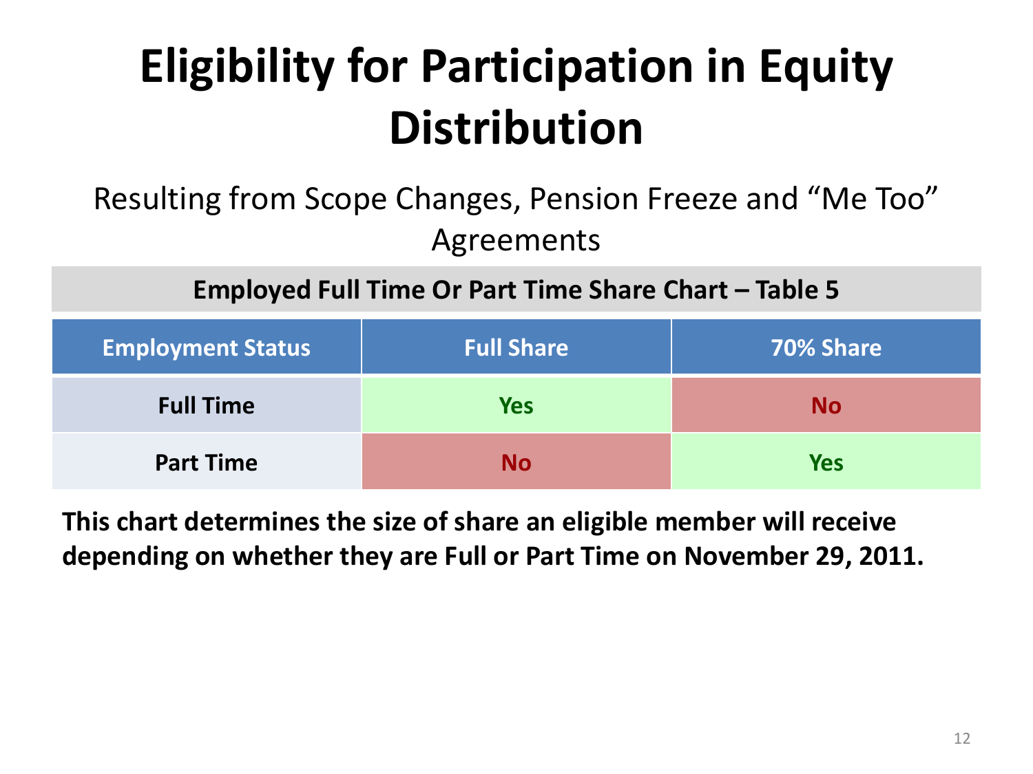# Eligibility for Participation in Equity Distribution

Resulting from Scope Changes, Pension Freeze and "Me Too" Agreements

| Employed Full Time Or Part Time Share Chart – Table 5 | | |
|---|---|---|
| **Employment Status** | **Full Share** | **70% Share** |
| **Full Time** | **Yes** | **No** |
| **Part Time** | **No** | **Yes** |

**This chart determines the size of share an eligible member will receive depending on whether they are Full or Part Time on November 29, 2011.**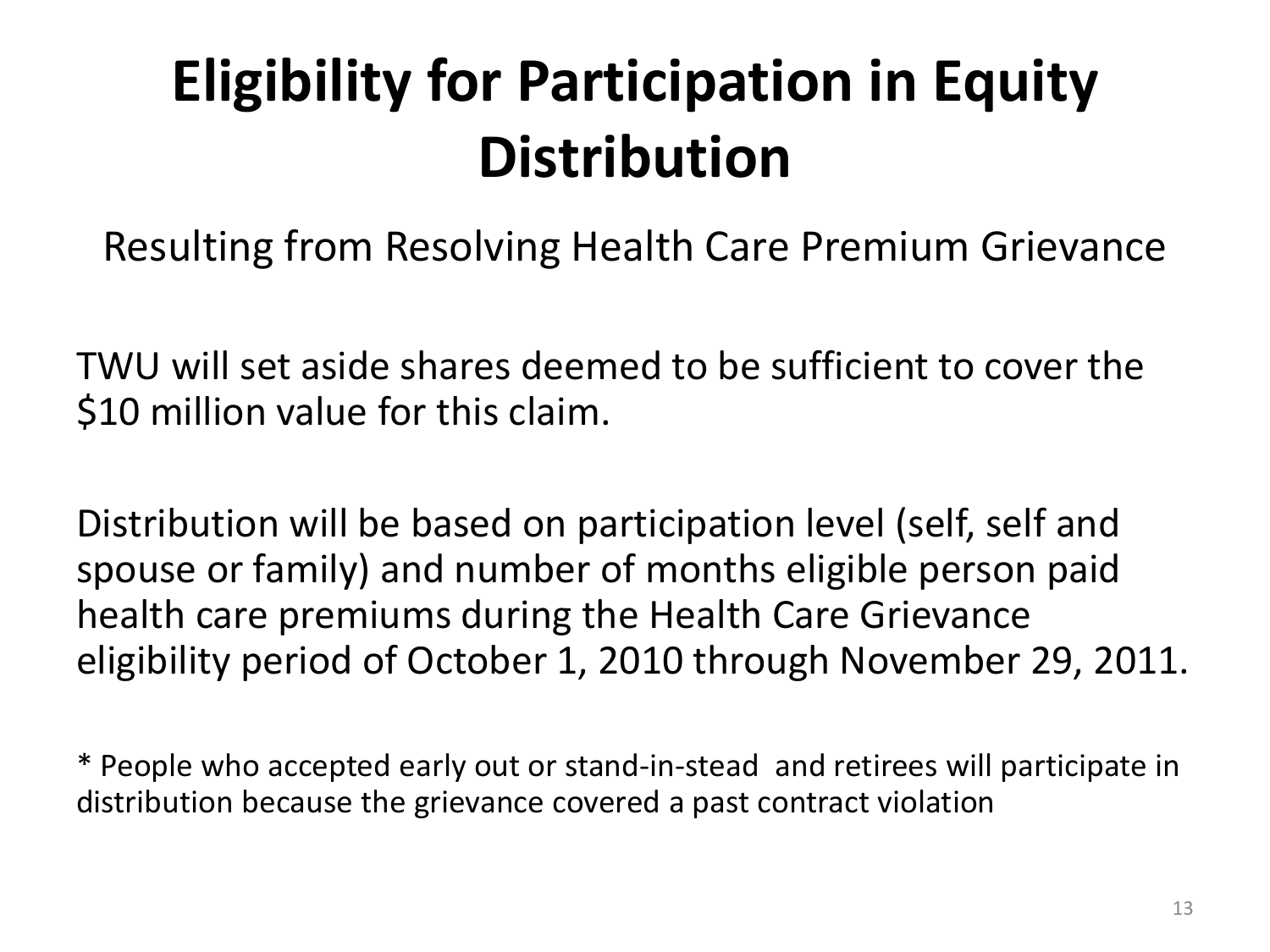# Eligibility for Participation in Equity Distribution

Resulting from Resolving Health Care Premium Grievance

TWU will set aside shares deemed to be sufficient to cover the $10 million value for this claim.

Distribution will be based on participation level (self, self and spouse or family) and number of months eligible person paid health care premiums during the Health Care Grievance eligibility period of October 1, 2010 through November 29, 2011.

* People who accepted early out or stand-in-stead and retirees will participate in distribution because the grievance covered a past contract violation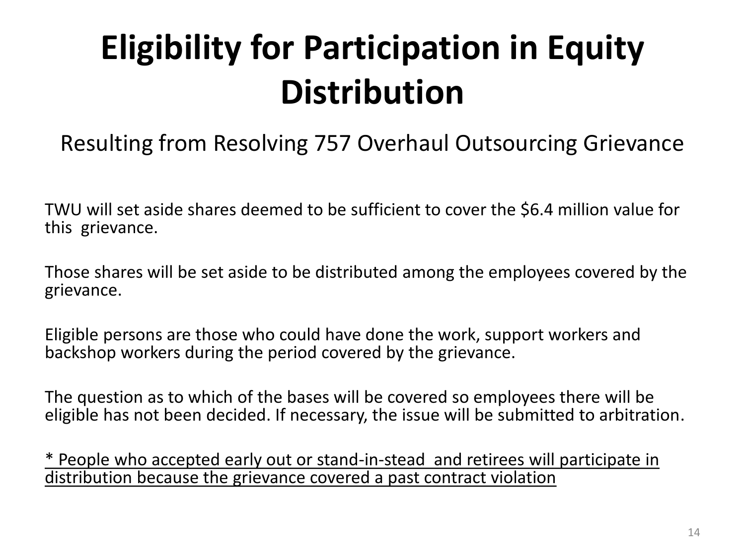# Eligibility for Participation in Equity Distribution

## Resulting from Resolving 757 Overhaul Outsourcing Grievance

TWU will set aside shares deemed to be sufficient to cover the $6.4 million value for this grievance.

Those shares will be set aside to be distributed among the employees covered by the grievance.

Eligible persons are those who could have done the work, support workers and backshop workers during the period covered by the grievance.

The question as to which of the bases will be covered so employees there will be eligible has not been decided. If necessary, the issue will be submitted to arbitration.

<u>* People who accepted early out or stand-in-stead and retirees will participate in distribution because the grievance covered a past contract violation</u>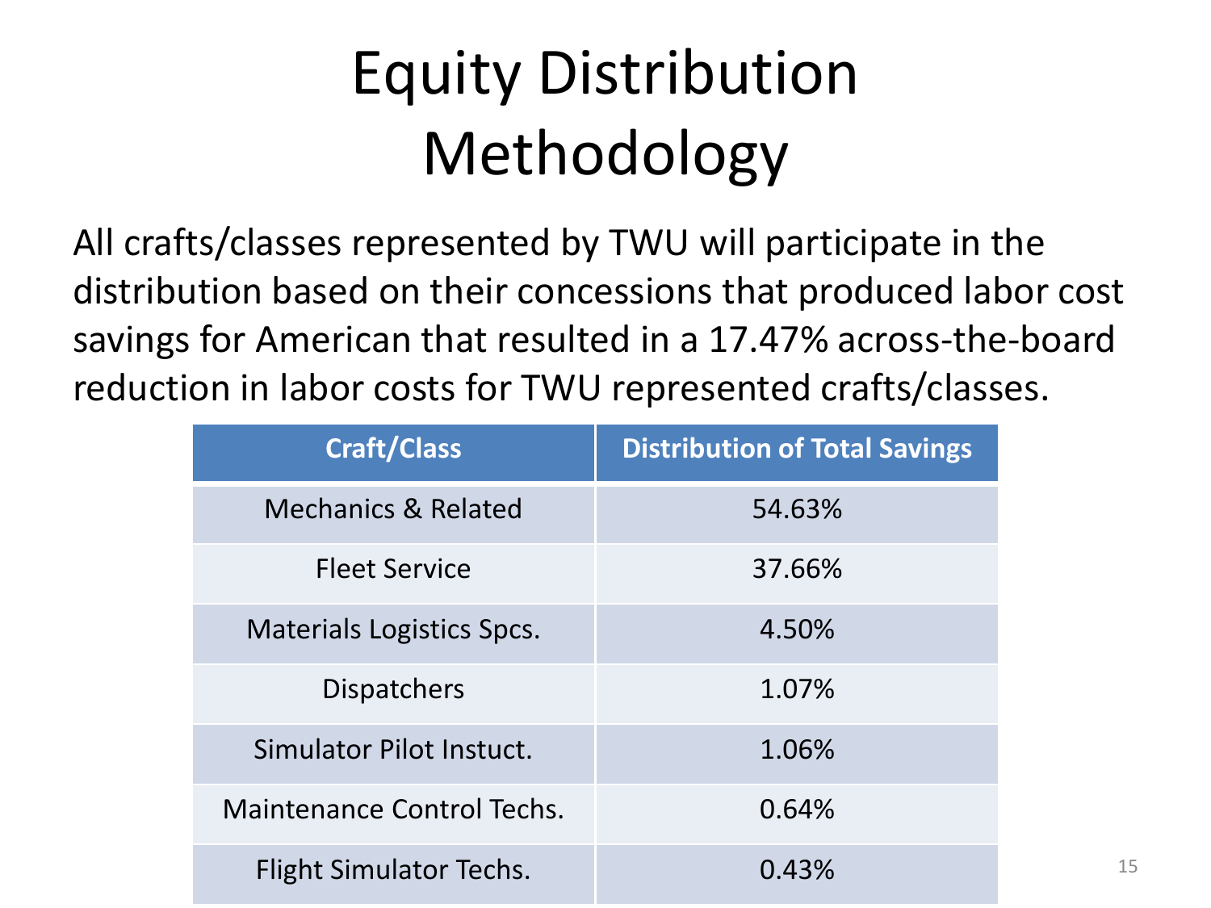# Equity Distribution Methodology

All crafts/classes represented by TWU will participate in the distribution based on their concessions that produced labor cost savings for American that resulted in a 17.47% across-the-board reduction in labor costs for TWU represented crafts/classes.

| Craft/Class | Distribution of Total Savings |
|---|---|
| Mechanics & Related | 54.63% |
| Fleet Service | 37.66% |
| Materials Logistics Spcs. | 4.50% |
| Dispatchers | 1.07% |
| Simulator Pilot Instuct. | 1.06% |
| Maintenance Control Techs. | 0.64% |
| Flight Simulator Techs. | 0.43% |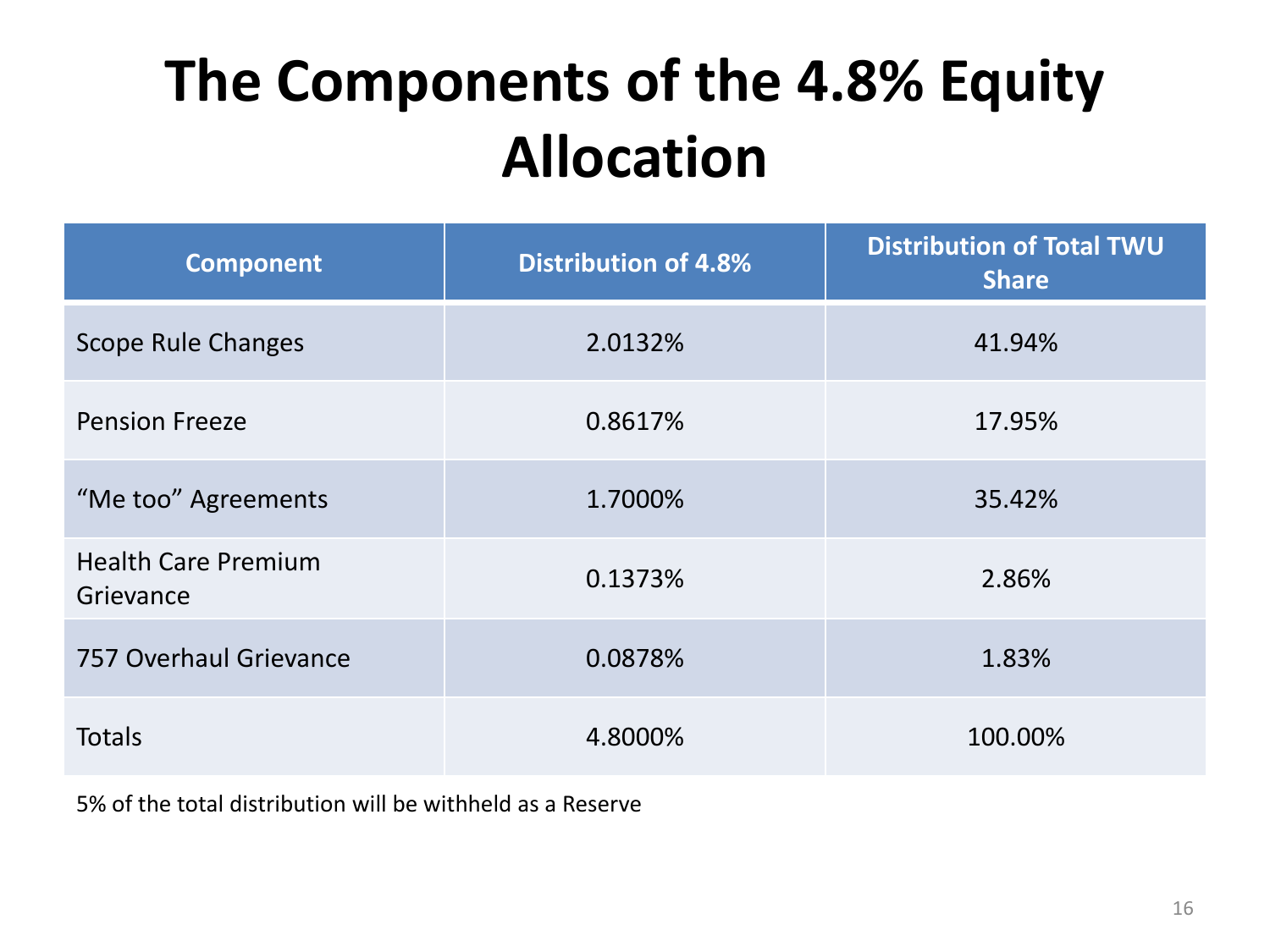# The Components of the 4.8% Equity Allocation

| Component | Distribution of 4.8% | Distribution of Total TWU Share |
|---|---|---|
| Scope Rule Changes | 2.0132% | 41.94% |
| Pension Freeze | 0.8617% | 17.95% |
| "Me too" Agreements | 1.7000% | 35.42% |
| Health Care Premium Grievance | 0.1373% | 2.86% |
| 757 Overhaul Grievance | 0.0878% | 1.83% |
| Totals | 4.8000% | 100.00% |

5% of the total distribution will be withheld as a Reserve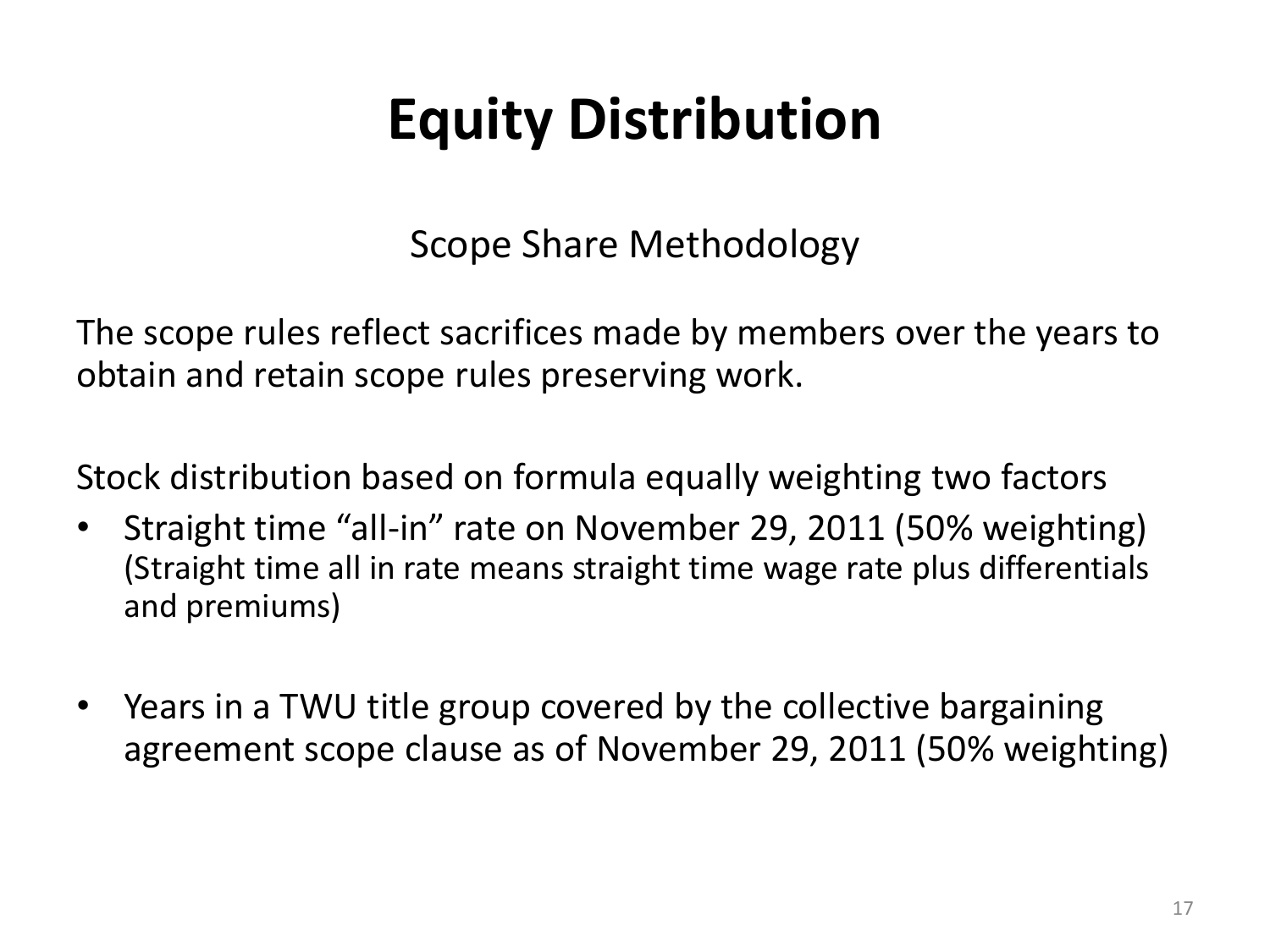# Equity Distribution

## Scope Share Methodology

The scope rules reflect sacrifices made by members over the years to obtain and retain scope rules preserving work.

Stock distribution based on formula equally weighting two factors

- Straight time "all-in" rate on November 29, 2011 (50% weighting) (Straight time all in rate means straight time wage rate plus differentials and premiums)
- Years in a TWU title group covered by the collective bargaining agreement scope clause as of November 29, 2011 (50% weighting)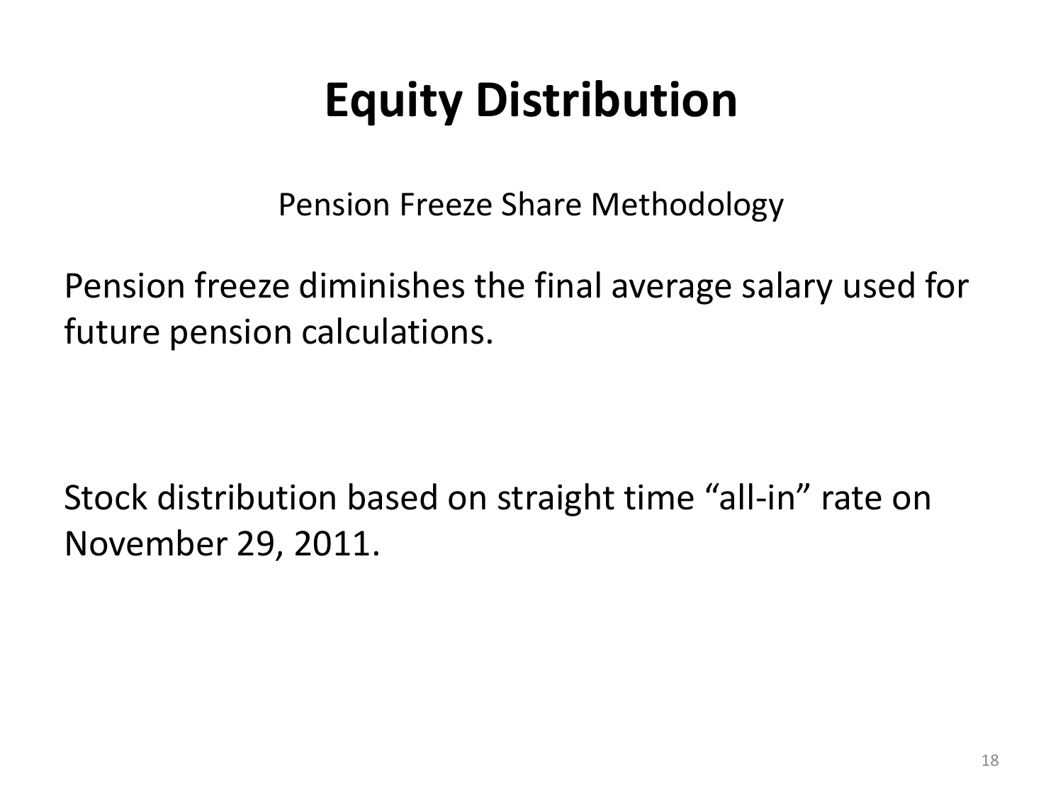# Equity Distribution

Pension Freeze Share Methodology

Pension freeze diminishes the final average salary used for future pension calculations.

Stock distribution based on straight time “all-in” rate on November 29, 2011.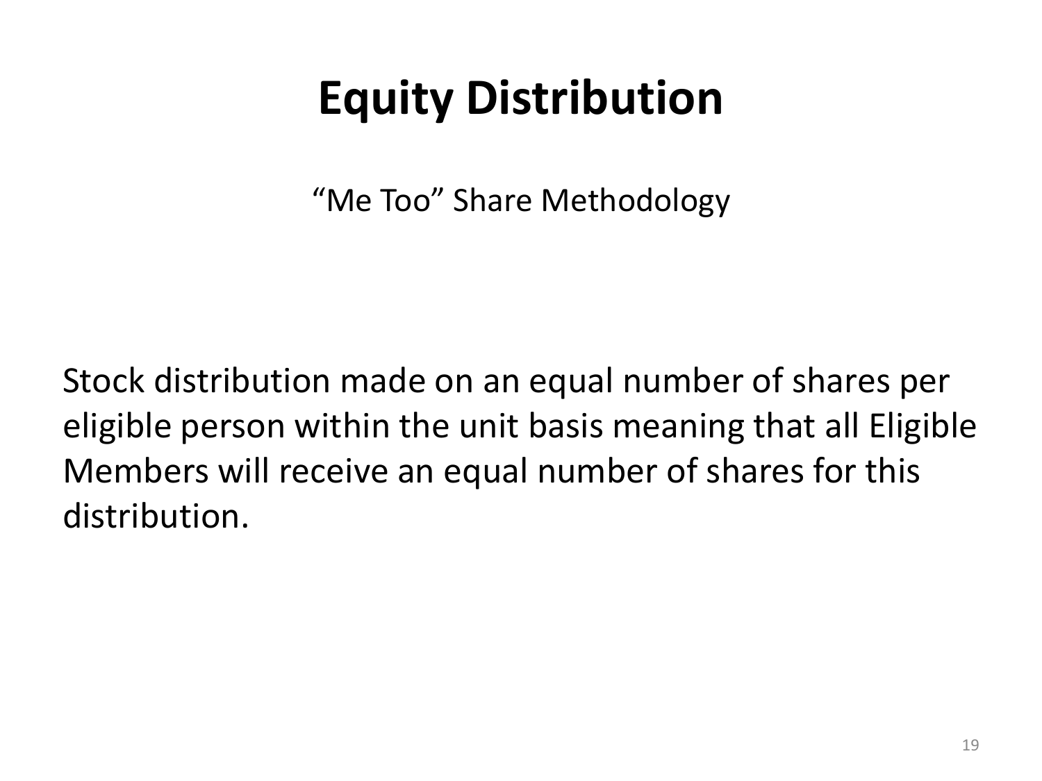# Equity Distribution

"Me Too" Share Methodology

Stock distribution made on an equal number of shares per eligible person within the unit basis meaning that all Eligible Members will receive an equal number of shares for this distribution.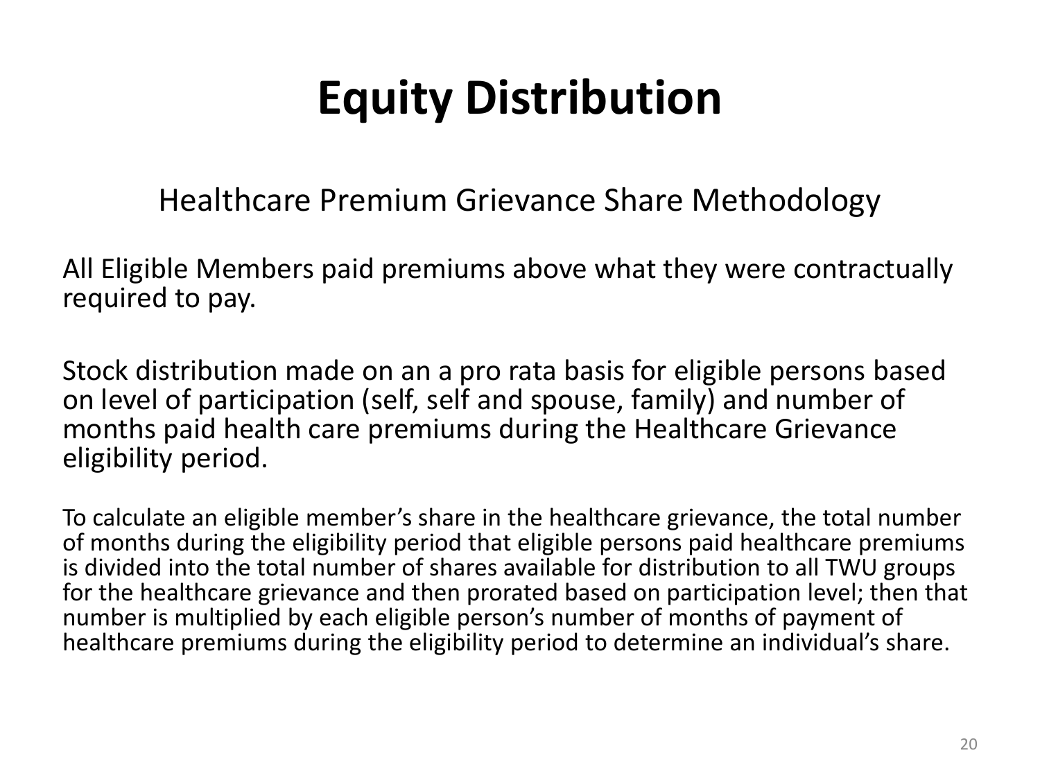# Equity Distribution

## Healthcare Premium Grievance Share Methodology

All Eligible Members paid premiums above what they were contractually required to pay.

Stock distribution made on an a pro rata basis for eligible persons based on level of participation (self, self and spouse, family) and number of months paid health care premiums during the Healthcare Grievance eligibility period.

To calculate an eligible member's share in the healthcare grievance, the total number of months during the eligibility period that eligible persons paid healthcare premiums is divided into the total number of shares available for distribution to all TWU groups for the healthcare grievance and then prorated based on participation level; then that number is multiplied by each eligible person's number of months of payment of healthcare premiums during the eligibility period to determine an individual's share.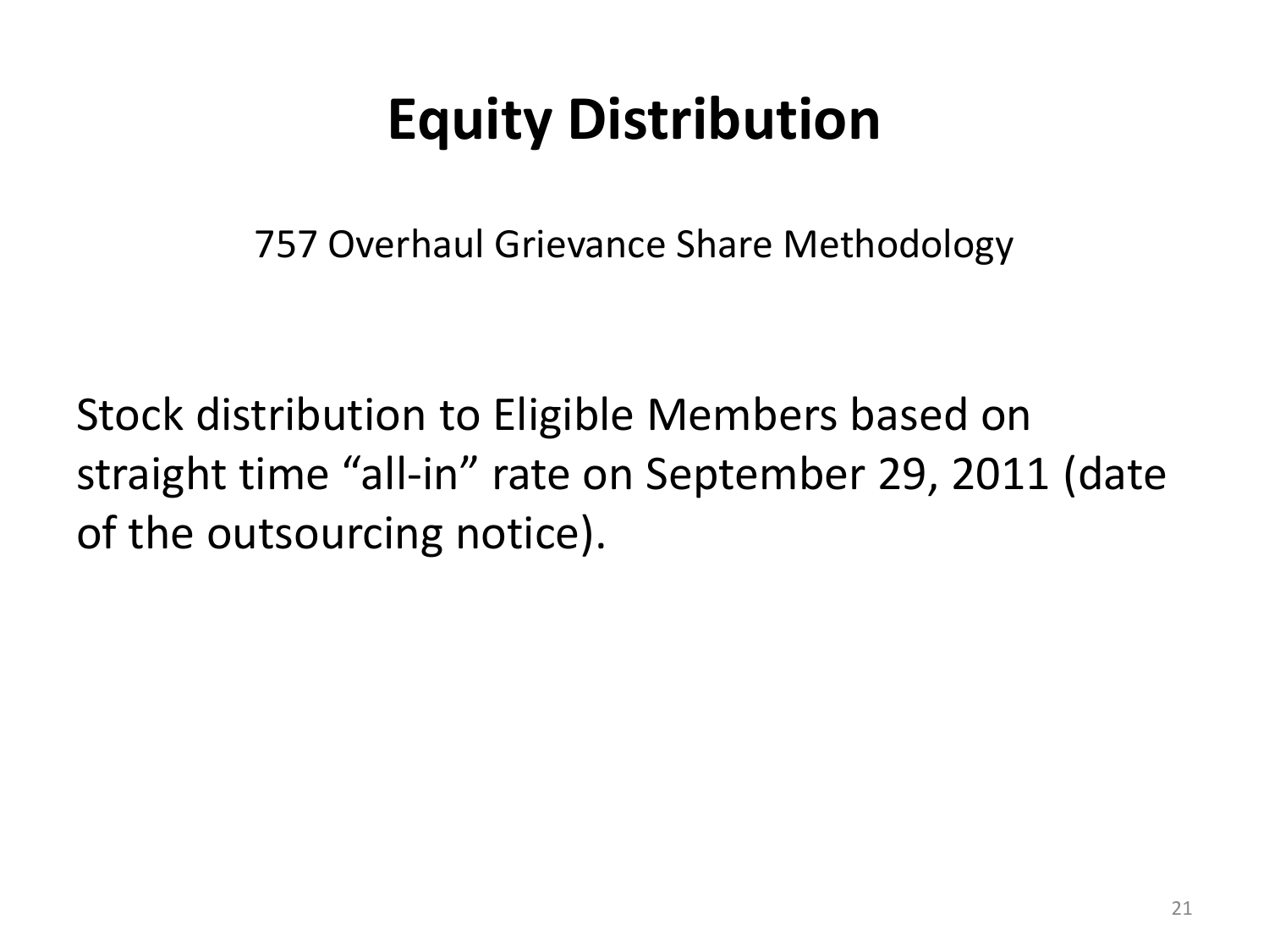# Equity Distribution

757 Overhaul Grievance Share Methodology

Stock distribution to Eligible Members based on straight time “all-in” rate on September 29, 2011 (date of the outsourcing notice).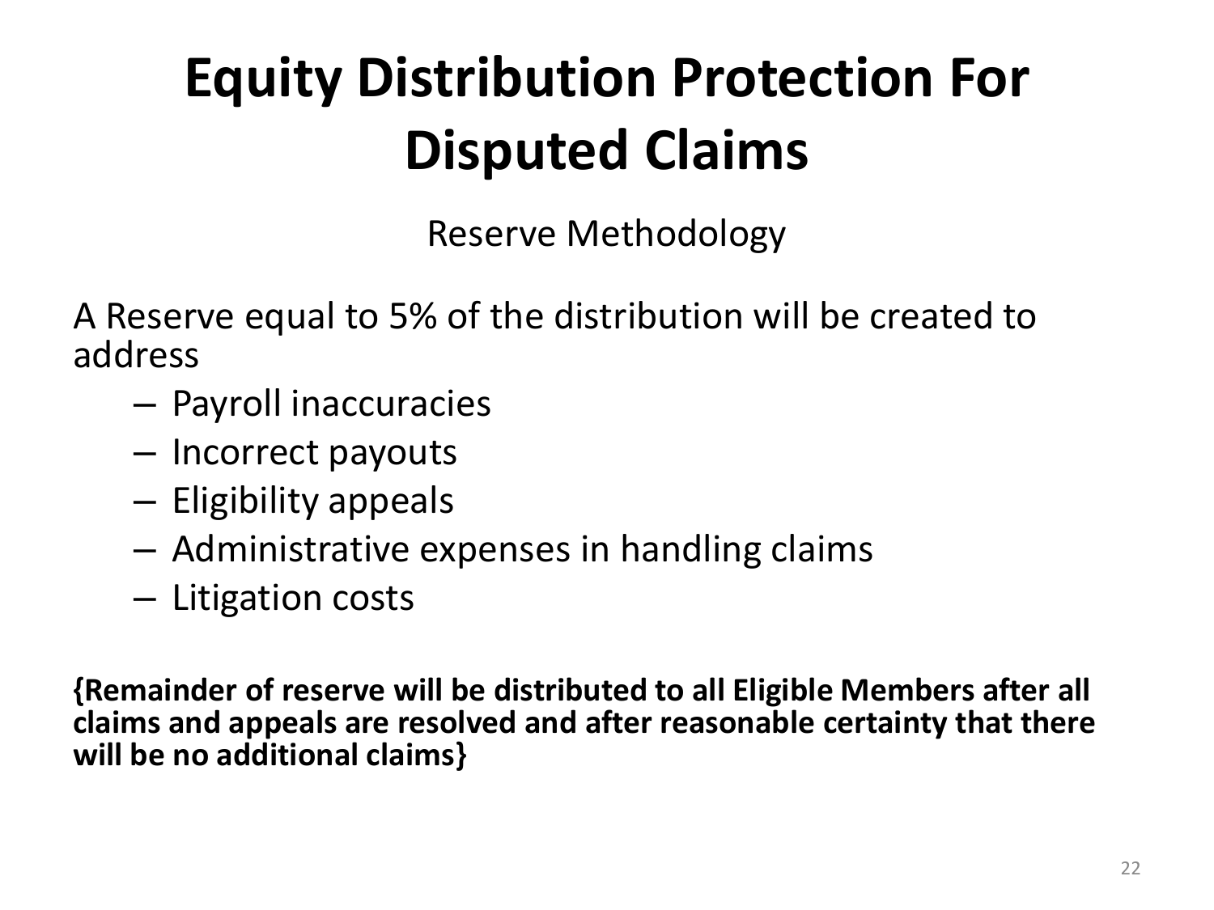# Equity Distribution Protection For Disputed Claims

Reserve Methodology

A Reserve equal to 5% of the distribution will be created to address

- Payroll inaccuracies
- Incorrect payouts
- Eligibility appeals
- Administrative expenses in handling claims
- Litigation costs

**{Remainder of reserve will be distributed to all Eligible Members after all claims and appeals are resolved and after reasonable certainty that there will be no additional claims}**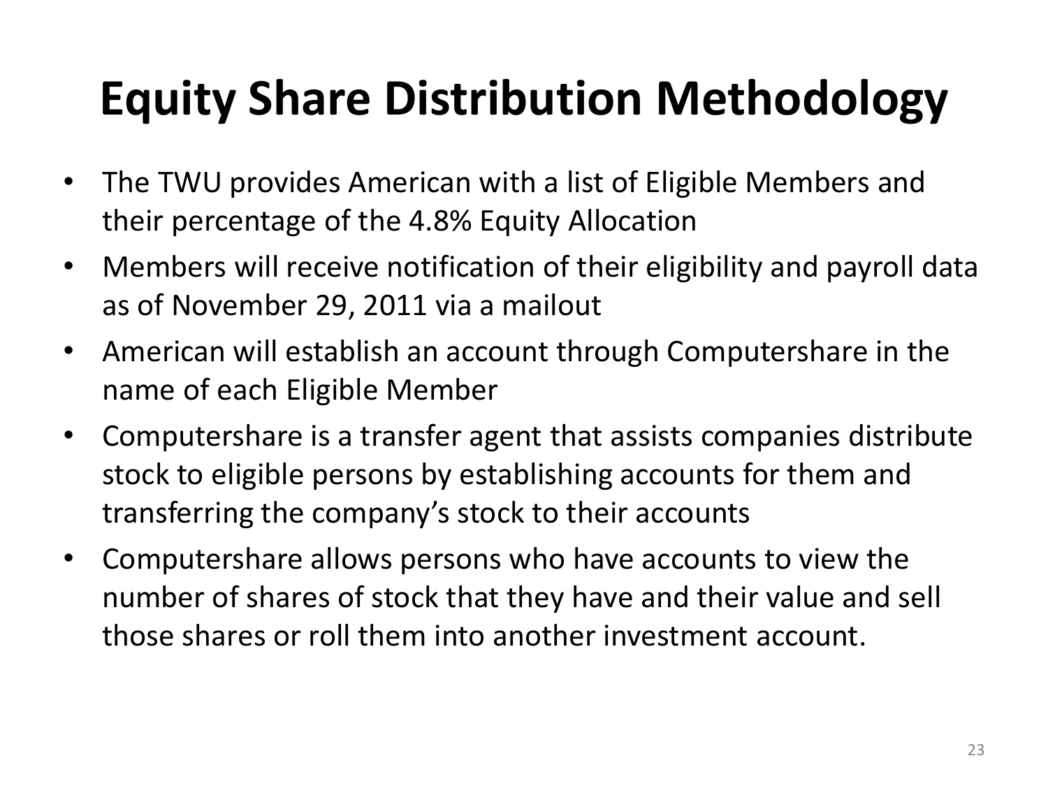# Equity Share Distribution Methodology

- The TWU provides American with a list of Eligible Members and their percentage of the 4.8% Equity Allocation
- Members will receive notification of their eligibility and payroll data as of November 29, 2011 via a mailout
- American will establish an account through Computershare in the name of each Eligible Member
- Computershare is a transfer agent that assists companies distribute stock to eligible persons by establishing accounts for them and transferring the company's stock to their accounts
- Computershare allows persons who have accounts to view the number of shares of stock that they have and their value and sell those shares or roll them into another investment account.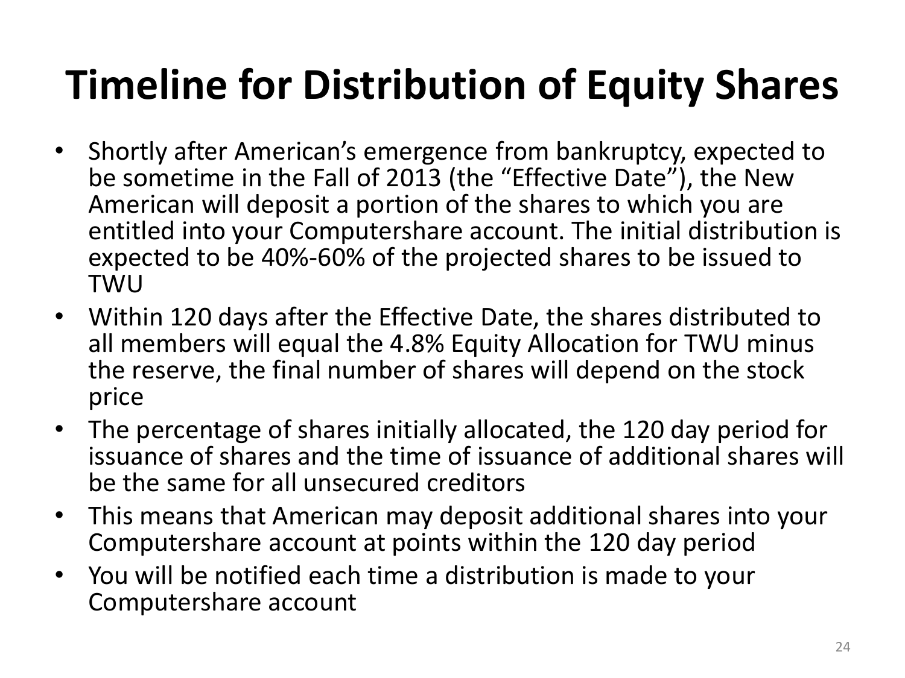# Timeline for Distribution of Equity Shares

- Shortly after American's emergence from bankruptcy, expected to be sometime in the Fall of 2013 (the "Effective Date"), the New American will deposit a portion of the shares to which you are entitled into your Computershare account. The initial distribution is expected to be 40%-60% of the projected shares to be issued to TWU
- Within 120 days after the Effective Date, the shares distributed to all members will equal the 4.8% Equity Allocation for TWU minus the reserve, the final number of shares will depend on the stock price
- The percentage of shares initially allocated, the 120 day period for issuance of shares and the time of issuance of additional shares will be the same for all unsecured creditors
- This means that American may deposit additional shares into your Computershare account at points within the 120 day period
- You will be notified each time a distribution is made to your Computershare account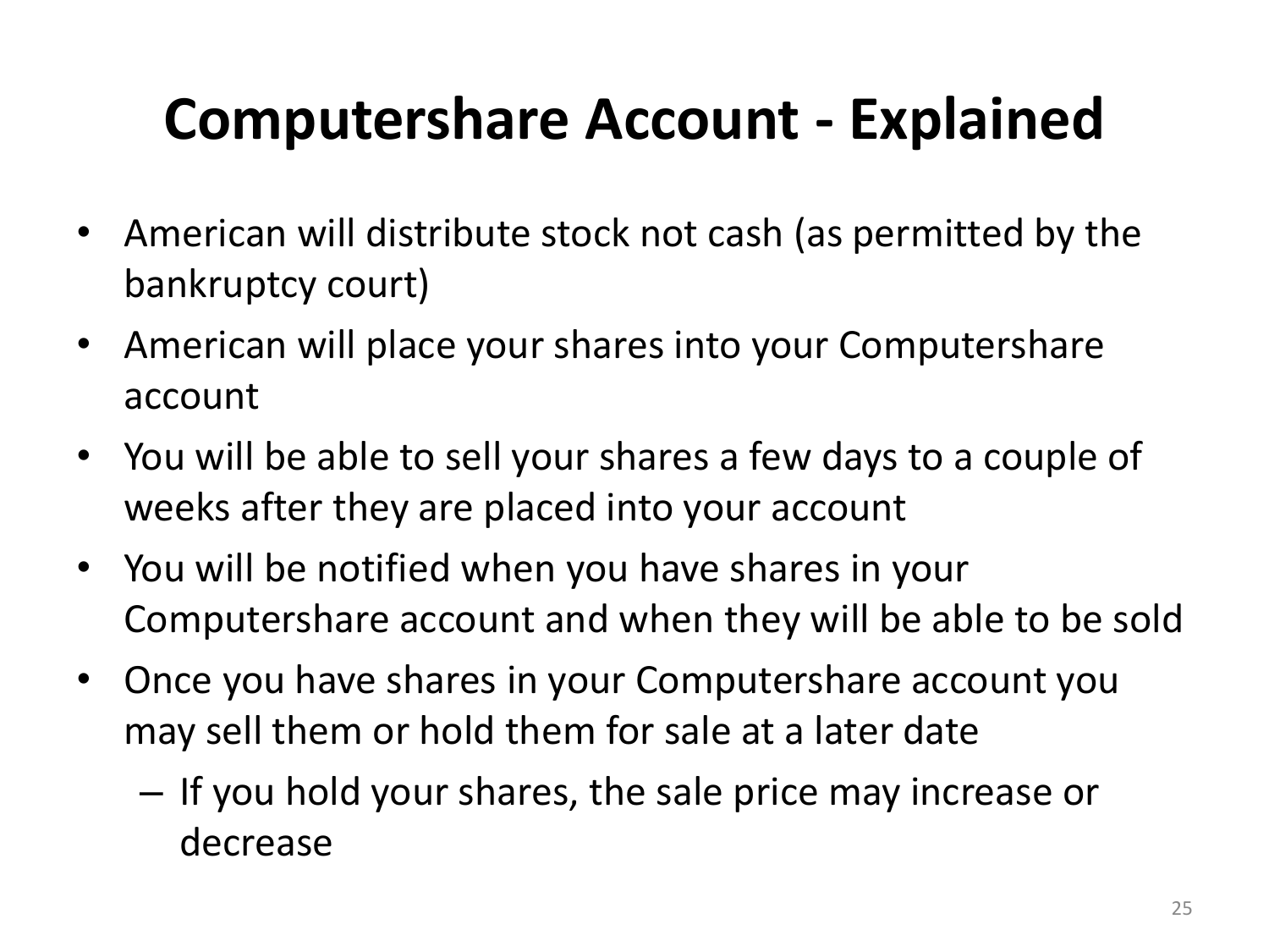# Computershare Account - Explained

- American will distribute stock not cash (as permitted by the bankruptcy court)
- American will place your shares into your Computershare account
- You will be able to sell your shares a few days to a couple of weeks after they are placed into your account
- You will be notified when you have shares in your Computershare account and when they will be able to be sold
- Once you have shares in your Computershare account you may sell them or hold them for sale at a later date
  - If you hold your shares, the sale price may increase or decrease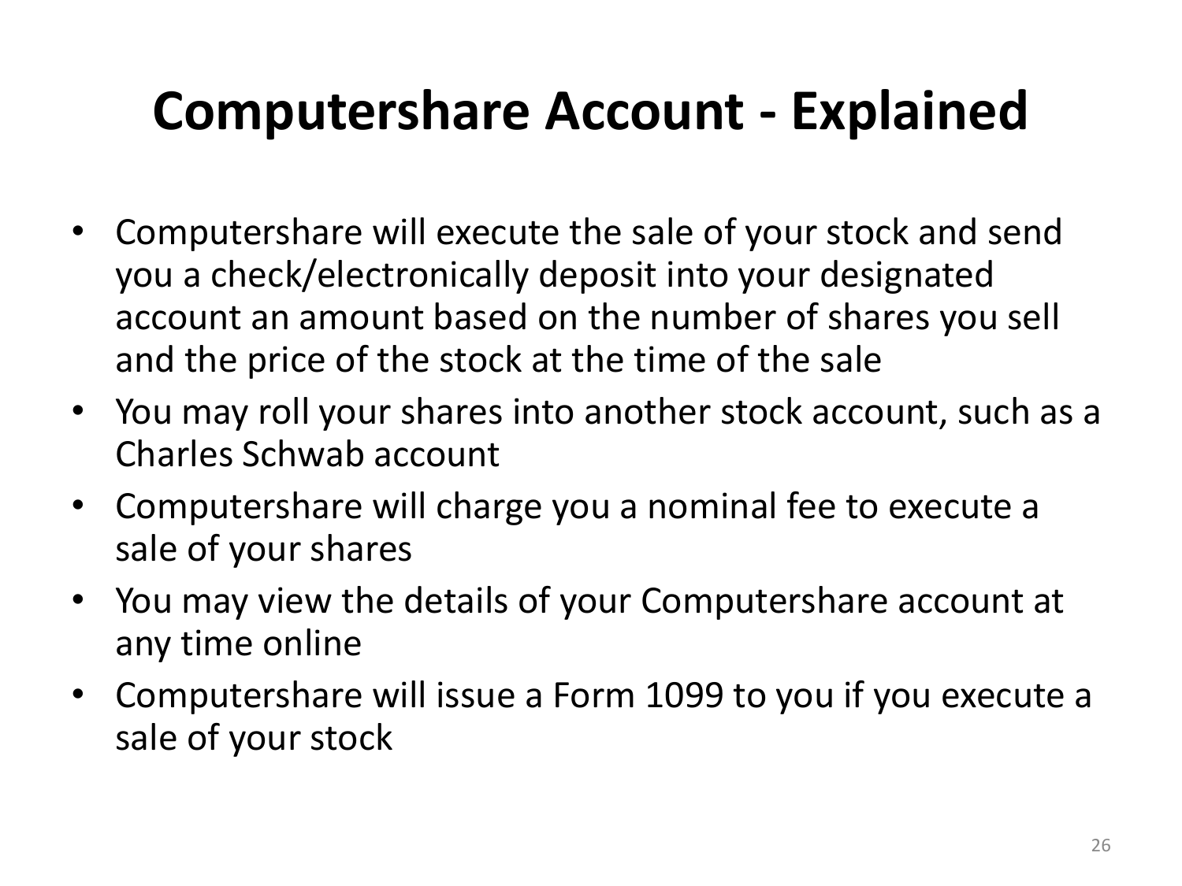# Computershare Account - Explained

- Computershare will execute the sale of your stock and send you a check/electronically deposit into your designated account an amount based on the number of shares you sell and the price of the stock at the time of the sale
- You may roll your shares into another stock account, such as a Charles Schwab account
- Computershare will charge you a nominal fee to execute a sale of your shares
- You may view the details of your Computershare account at any time online
- Computershare will issue a Form 1099 to you if you execute a sale of your stock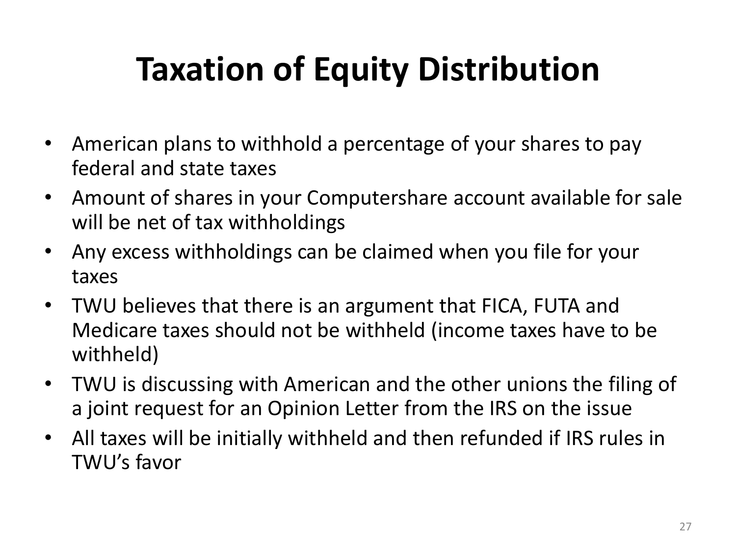# Taxation of Equity Distribution

- American plans to withhold a percentage of your shares to pay federal and state taxes
- Amount of shares in your Computershare account available for sale will be net of tax withholdings
- Any excess withholdings can be claimed when you file for your taxes
- TWU believes that there is an argument that FICA, FUTA and Medicare taxes should not be withheld (income taxes have to be withheld)
- TWU is discussing with American and the other unions the filing of a joint request for an Opinion Letter from the IRS on the issue
- All taxes will be initially withheld and then refunded if IRS rules in TWU's favor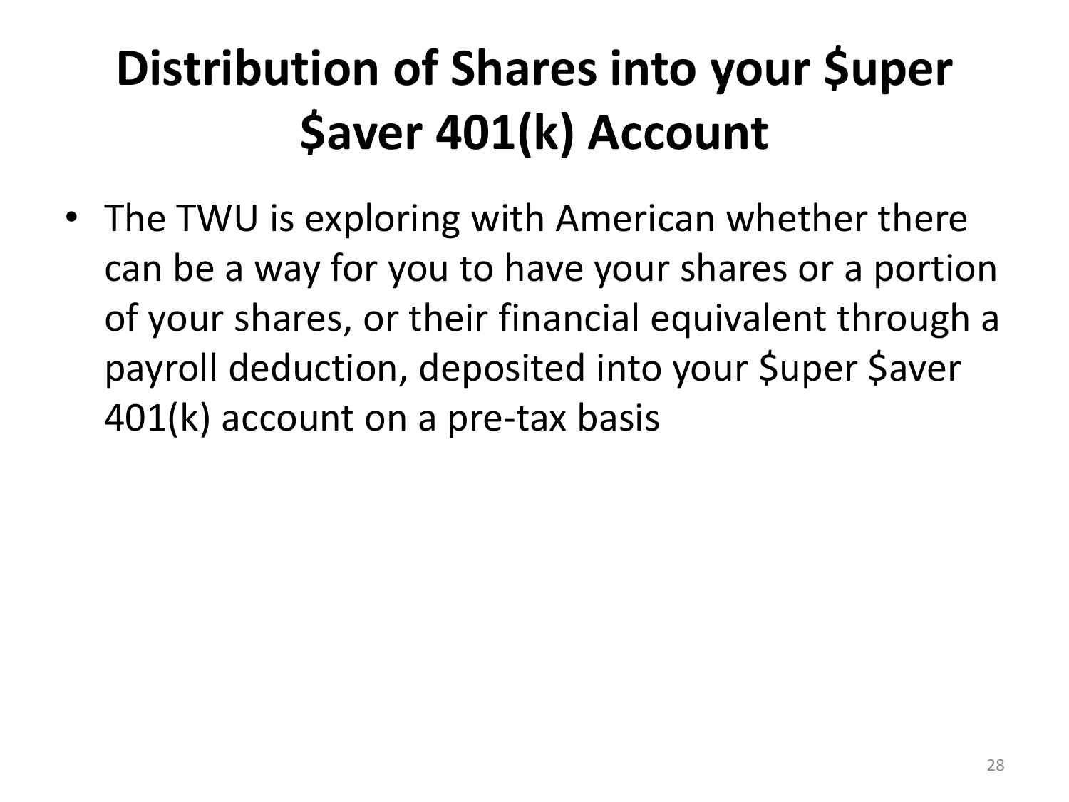# Distribution of Shares into your $uper $aver 401(k) Account

- The TWU is exploring with American whether there can be a way for you to have your shares or a portion of your shares, or their financial equivalent through a payroll deduction, deposited into your $uper $aver 401(k) account on a pre-tax basis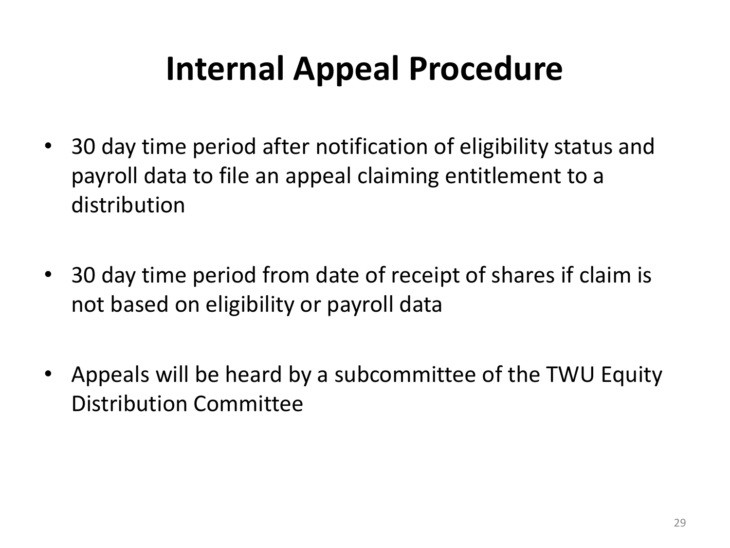# Internal Appeal Procedure

- 30 day time period after notification of eligibility status and payroll data to file an appeal claiming entitlement to a distribution

- 30 day time period from date of receipt of shares if claim is not based on eligibility or payroll data

- Appeals will be heard by a subcommittee of the TWU Equity Distribution Committee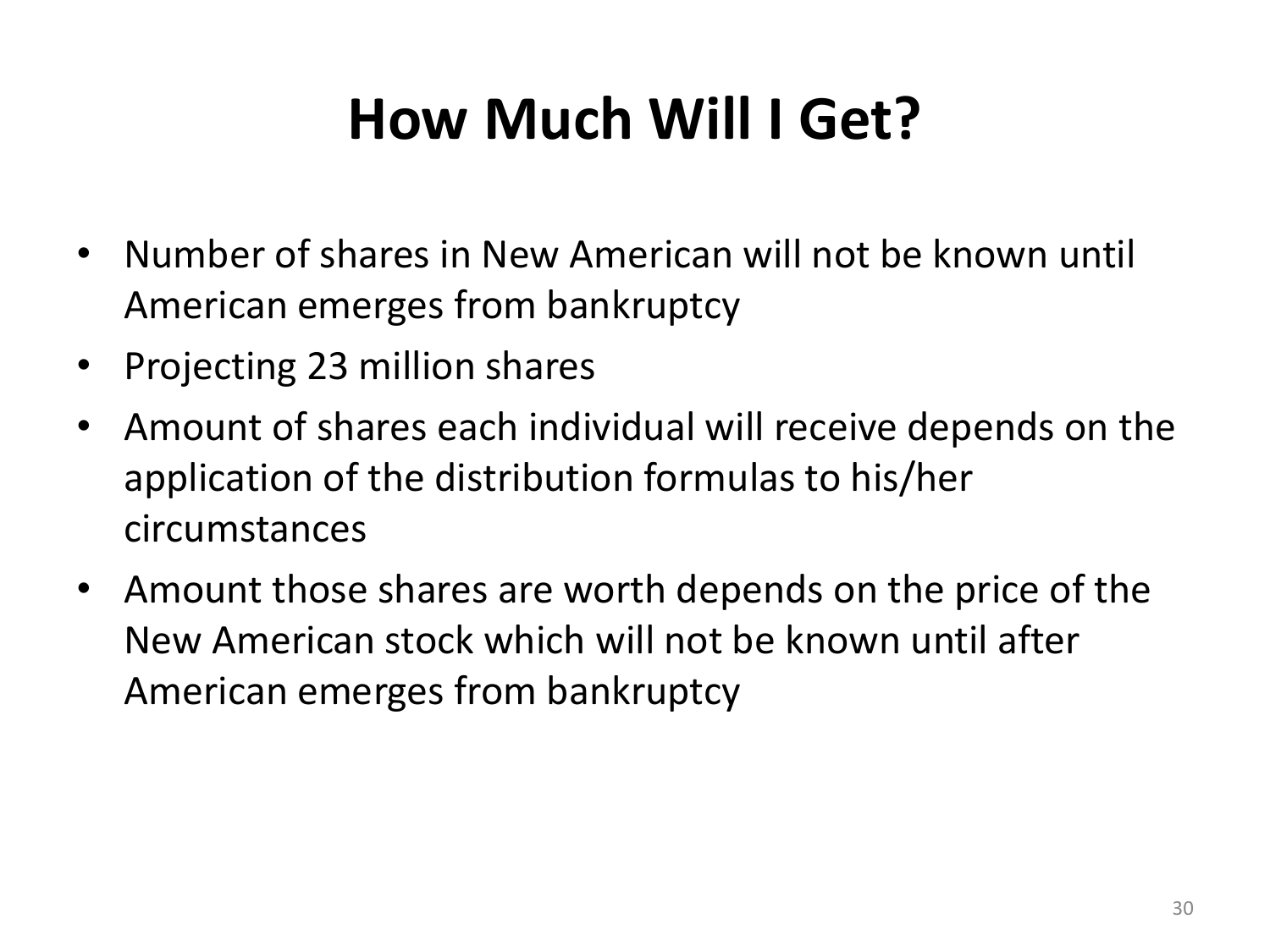# How Much Will I Get?

- Number of shares in New American will not be known until American emerges from bankruptcy
- Projecting 23 million shares
- Amount of shares each individual will receive depends on the application of the distribution formulas to his/her circumstances
- Amount those shares are worth depends on the price of the New American stock which will not be known until after American emerges from bankruptcy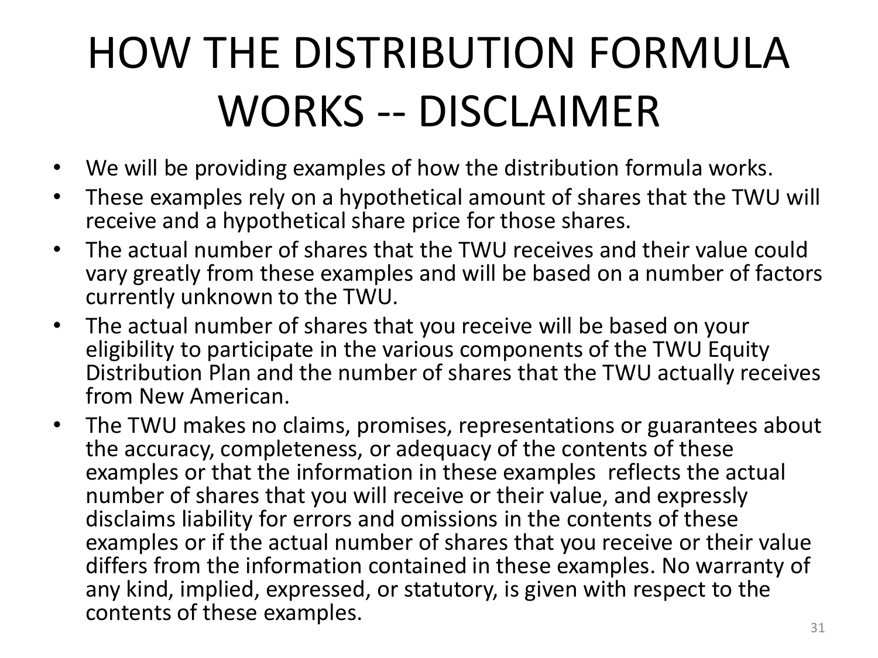# HOW THE DISTRIBUTION FORMULA WORKS -- DISCLAIMER

- We will be providing examples of how the distribution formula works.
- These examples rely on a hypothetical amount of shares that the TWU will receive and a hypothetical share price for those shares.
- The actual number of shares that the TWU receives and their value could vary greatly from these examples and will be based on a number of factors currently unknown to the TWU.
- The actual number of shares that you receive will be based on your eligibility to participate in the various components of the TWU Equity Distribution Plan and the number of shares that the TWU actually receives from New American.
- The TWU makes no claims, promises, representations or guarantees about the accuracy, completeness, or adequacy of the contents of these examples or that the information in these examples reflects the actual number of shares that you will receive or their value, and expressly disclaims liability for errors and omissions in the contents of these examples or if the actual number of shares that you receive or their value differs from the information contained in these examples. No warranty of any kind, implied, expressed, or statutory, is given with respect to the contents of these examples.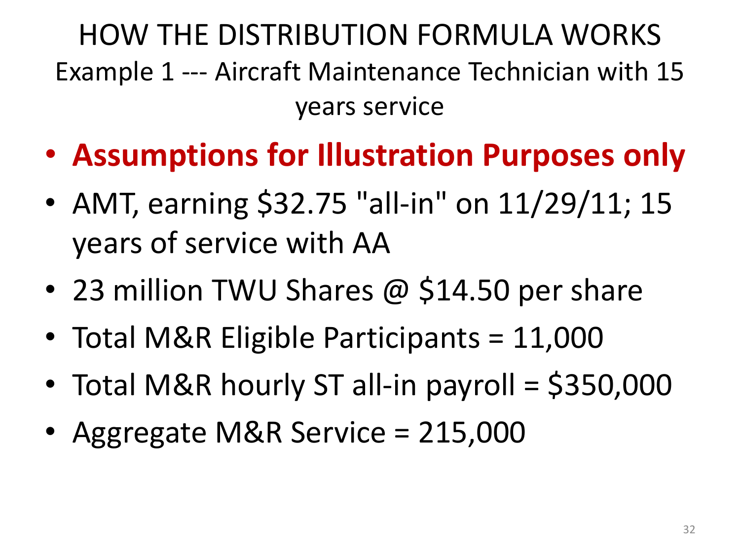# HOW THE DISTRIBUTION FORMULA WORKS

## Example 1 --- Aircraft Maintenance Technician with 15 years service

- **Assumptions for Illustration Purposes only**
- AMT, earning $32.75 "all-in" on 11/29/11; 15 years of service with AA
- 23 million TWU Shares @ $14.50 per share
- Total M&R Eligible Participants = 11,000
- Total M&R hourly ST all-in payroll = $350,000
- Aggregate M&R Service = 215,000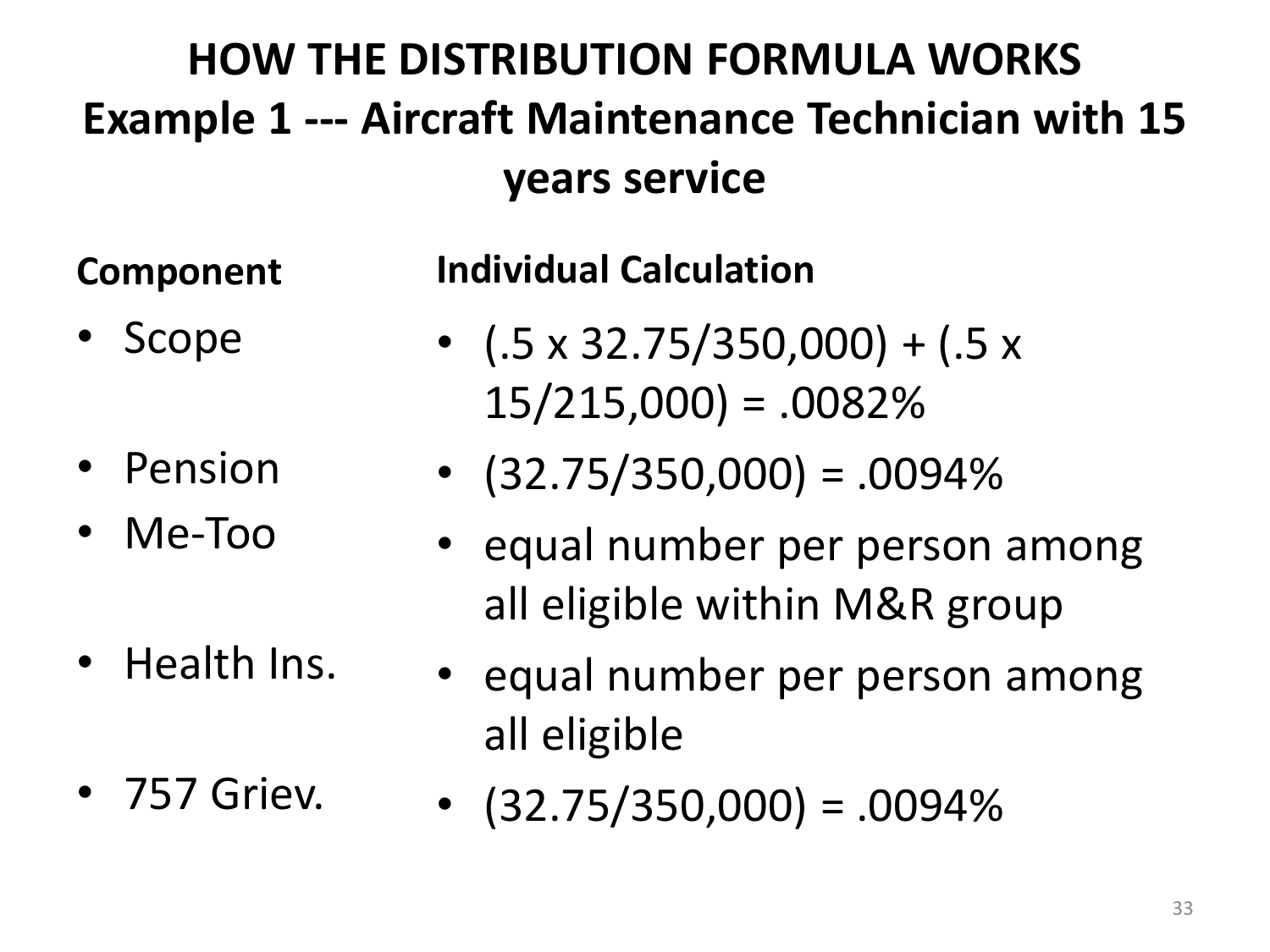# HOW THE DISTRIBUTION FORMULA WORKS
## Example 1 --- Aircraft Maintenance Technician with 15 years service

| Component | Individual Calculation |
| --- | --- |
| Scope | (.5 x 32.75/350,000) + (.5 x 15/215,000) = .0082% |
| Pension | (32.75/350,000) = .0094% |
| Me-Too | equal number per person among all eligible within M&R group |
| Health Ins. | equal number per person among all eligible |
| 757 Griev. | (32.75/350,000) = .0094% |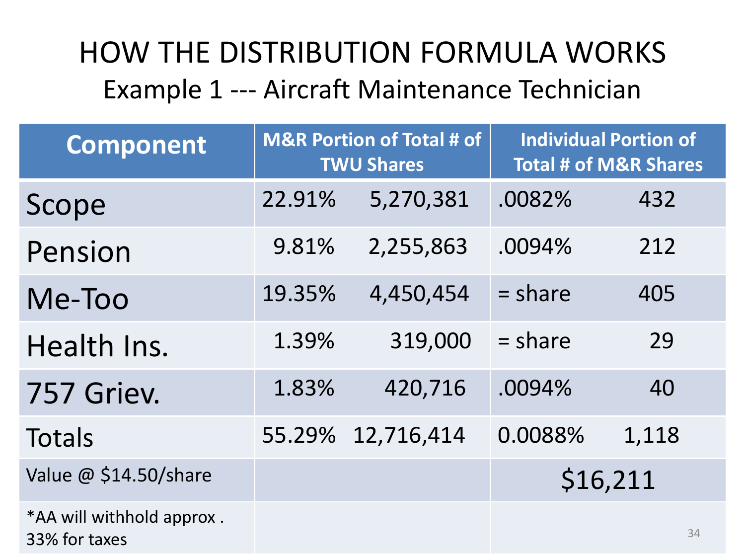# HOW THE DISTRIBUTION FORMULA WORKS

## Example 1 --- Aircraft Maintenance Technician

| Component | M&R Portion of Total # of TWU Shares | | Individual Portion of Total # of M&R Shares | |
|---|---|---|---|---|
| Scope | 22.91% | 5,270,381 | .0082% | 432 |
| Pension | 9.81% | 2,255,863 | .0094% | 212 |
| Me-Too | 19.35% | 4,450,454 | = share | 405 |
| Health Ins. | 1.39% | 319,000 | = share | 29 |
| 757 Griev. | 1.83% | 420,716 | .0094% | 40 |
| Totals | 55.29% | 12,716,414 | 0.0088% | 1,118 |
| Value @ $14.50/share | | | $16,211 | |
| *AA will withhold approx . 33% for taxes | | | | |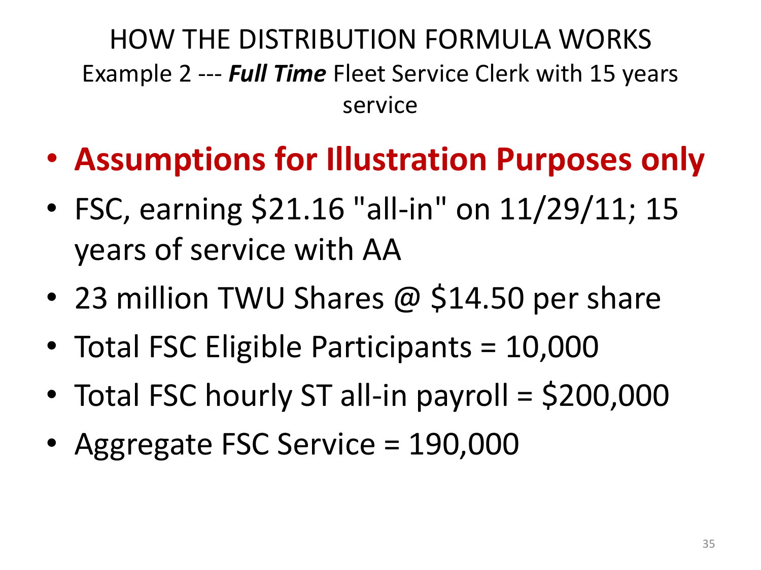# HOW THE DISTRIBUTION FORMULA WORKS

## Example 2 --- ***Full Time*** Fleet Service Clerk with 15 years service

- **Assumptions for Illustration Purposes only**
- FSC, earning $21.16 "all-in" on 11/29/11; 15 years of service with AA
- 23 million TWU Shares @ $14.50 per share
- Total FSC Eligible Participants = 10,000
- Total FSC hourly ST all-in payroll = $200,000
- Aggregate FSC Service = 190,000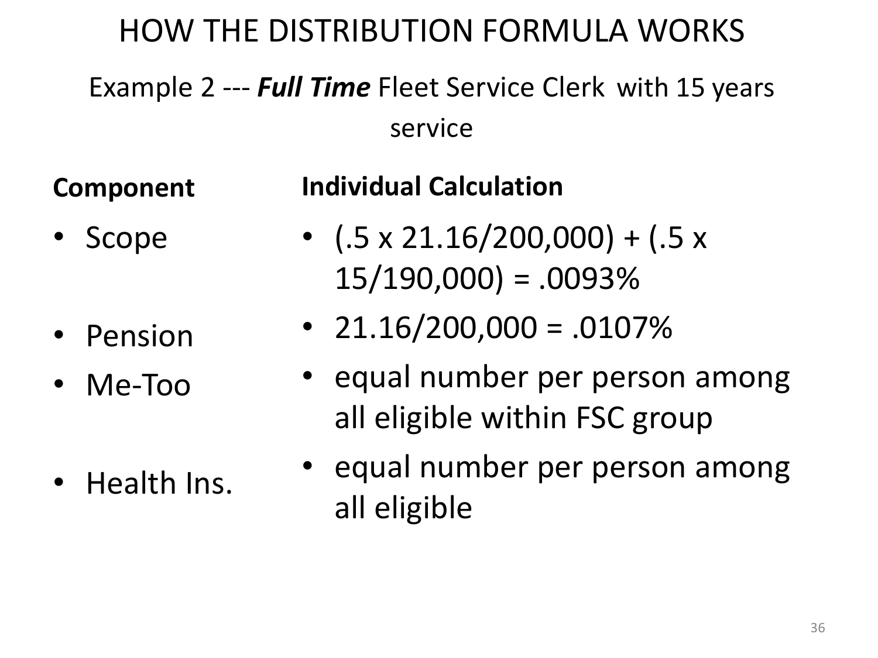# HOW THE DISTRIBUTION FORMULA WORKS

Example 2 --- ***Full Time*** Fleet Service Clerk with 15 years service

| **Component** | **Individual Calculation** |
| --- | --- |
| • Scope | • (.5 x 21.16/200,000) + (.5 x 15/190,000) = .0093% |
| • Pension | • 21.16/200,000 = .0107% |
| • Me-Too | • equal number per person among all eligible within FSC group |
| • Health Ins. | • equal number per person among all eligible |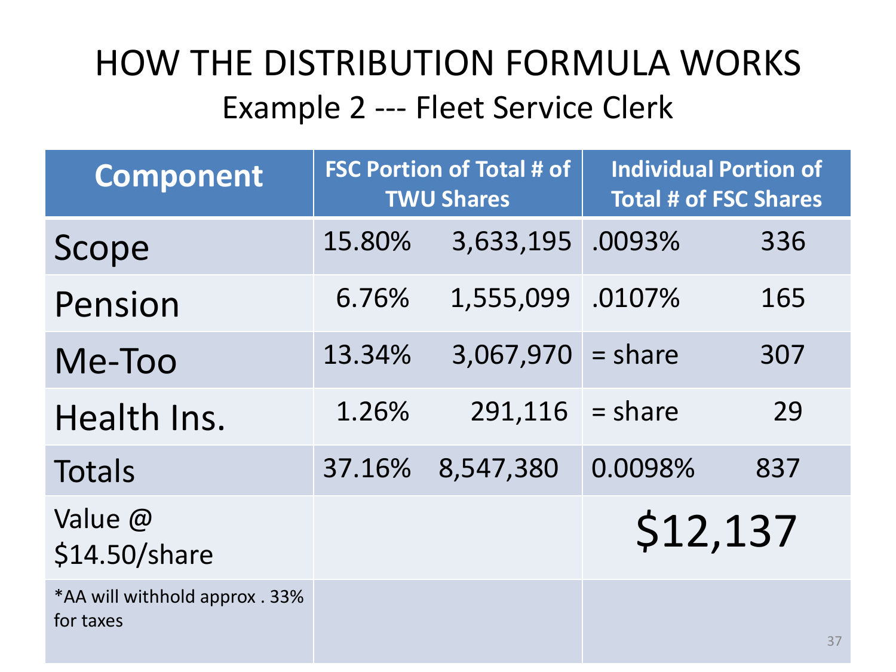# HOW THE DISTRIBUTION FORMULA WORKS

## Example 2 --- Fleet Service Clerk

| Component | FSC Portion of Total # of TWU Shares | | Individual Portion of Total # of FSC Shares | |
|---|---|---|---|---|
| Scope | 15.80% | 3,633,195 | .0093% | 336 |
| Pension | 6.76% | 1,555,099 | .0107% | 165 |
| Me-Too | 13.34% | 3,067,970 | = share | 307 |
| Health Ins. | 1.26% | 291,116 | = share | 29 |
| Totals | 37.16% | 8,547,380 | 0.0098% | 837 |
| Value @ $14.50/share | | | $12,137 | |
| *AA will withhold approx . 33% for taxes | | | | |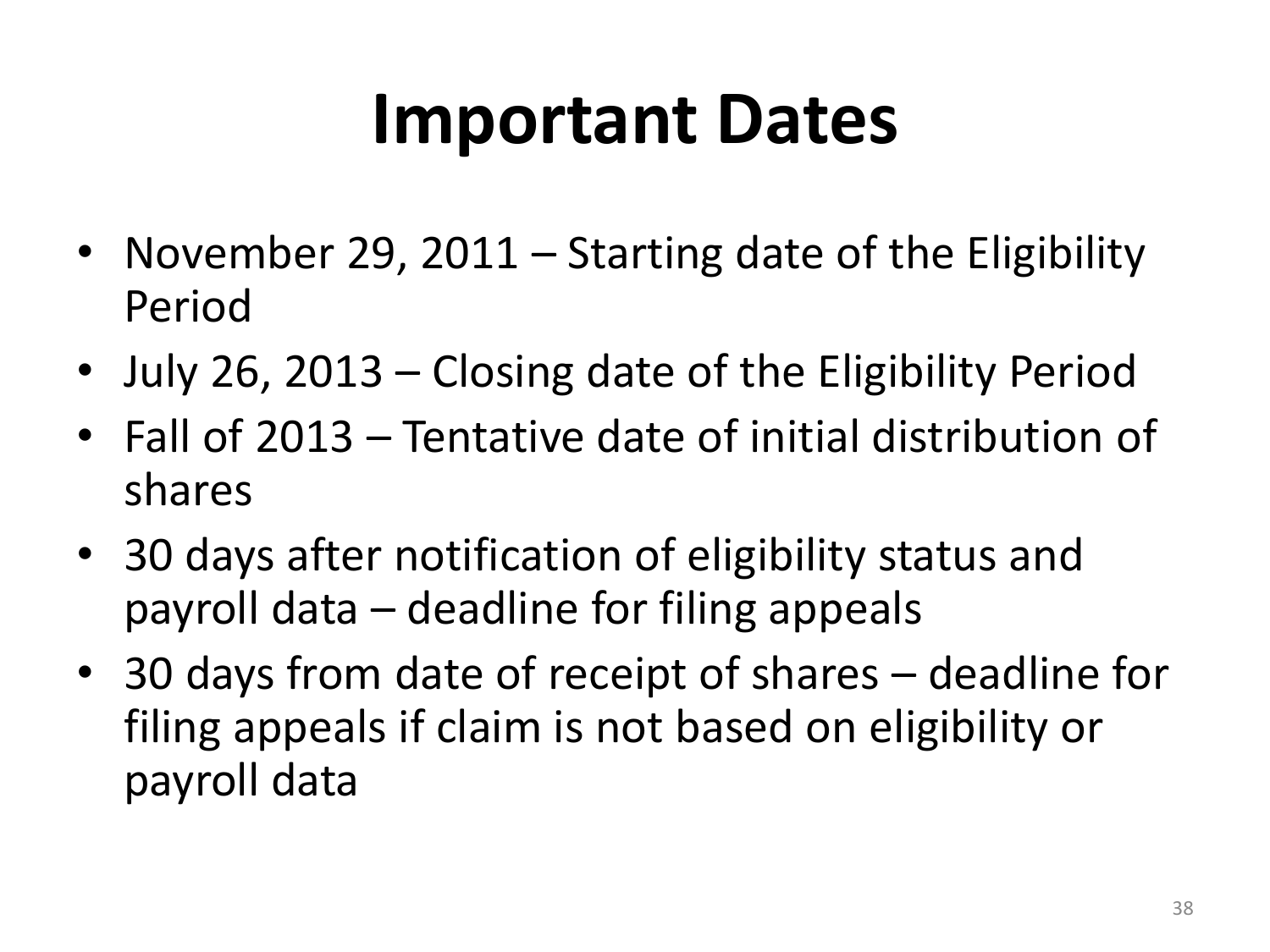# Important Dates

- November 29, 2011 – Starting date of the Eligibility Period
- July 26, 2013 – Closing date of the Eligibility Period
- Fall of 2013 – Tentative date of initial distribution of shares
- 30 days after notification of eligibility status and payroll data – deadline for filing appeals
- 30 days from date of receipt of shares – deadline for filing appeals if claim is not based on eligibility or payroll data